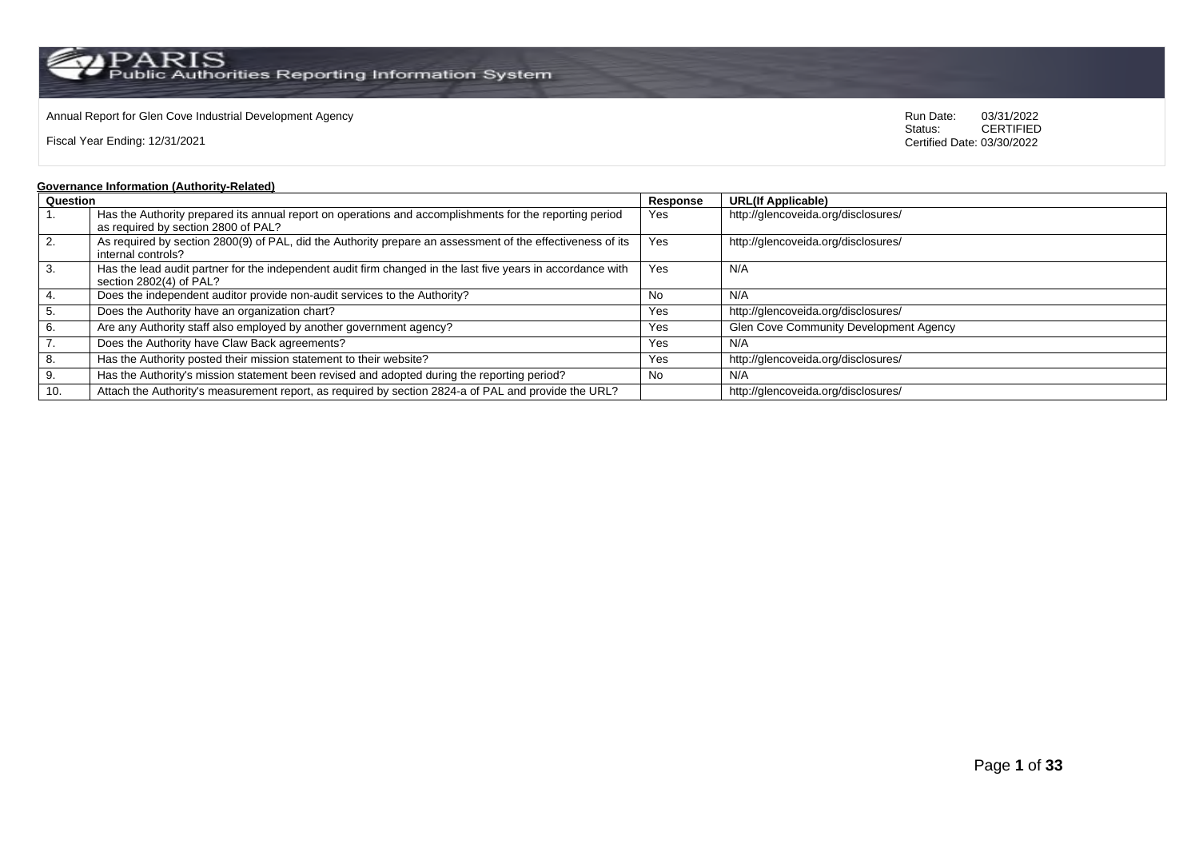Annual Report for Glen Cove Industrial Development Agency

Fiscal Year Ending: 12/31/2021

Run Date: 03/31/2022
Status: CERTIFIED
Certified Date: 03/30/2022

**Governance Information (Authority-Related)**

| Question | | Response | URL(If Applicable) |
|---|---|---|---|
| 1. | Has the Authority prepared its annual report on operations and accomplishments for the reporting period as required by section 2800 of PAL? | Yes | http://glencoveida.org/disclosures/ |
| 2. | As required by section 2800(9) of PAL, did the Authority prepare an assessment of the effectiveness of its internal controls? | Yes | http://glencoveida.org/disclosures/ |
| 3. | Has the lead audit partner for the independent audit firm changed in the last five years in accordance with section 2802(4) of PAL? | Yes | N/A |
| 4. | Does the independent auditor provide non-audit services to the Authority? | No | N/A |
| 5. | Does the Authority have an organization chart? | Yes | http://glencoveida.org/disclosures/ |
| 6. | Are any Authority staff also employed by another government agency? | Yes | Glen Cove Community Development Agency |
| 7. | Does the Authority have Claw Back agreements? | Yes | N/A |
| 8. | Has the Authority posted their mission statement to their website? | Yes | http://glencoveida.org/disclosures/ |
| 9. | Has the Authority's mission statement been revised and adopted during the reporting period? | No | N/A |
| 10. | Attach the Authority's measurement report, as required by section 2824-a of PAL and provide the URL? | | http://glencoveida.org/disclosures/ |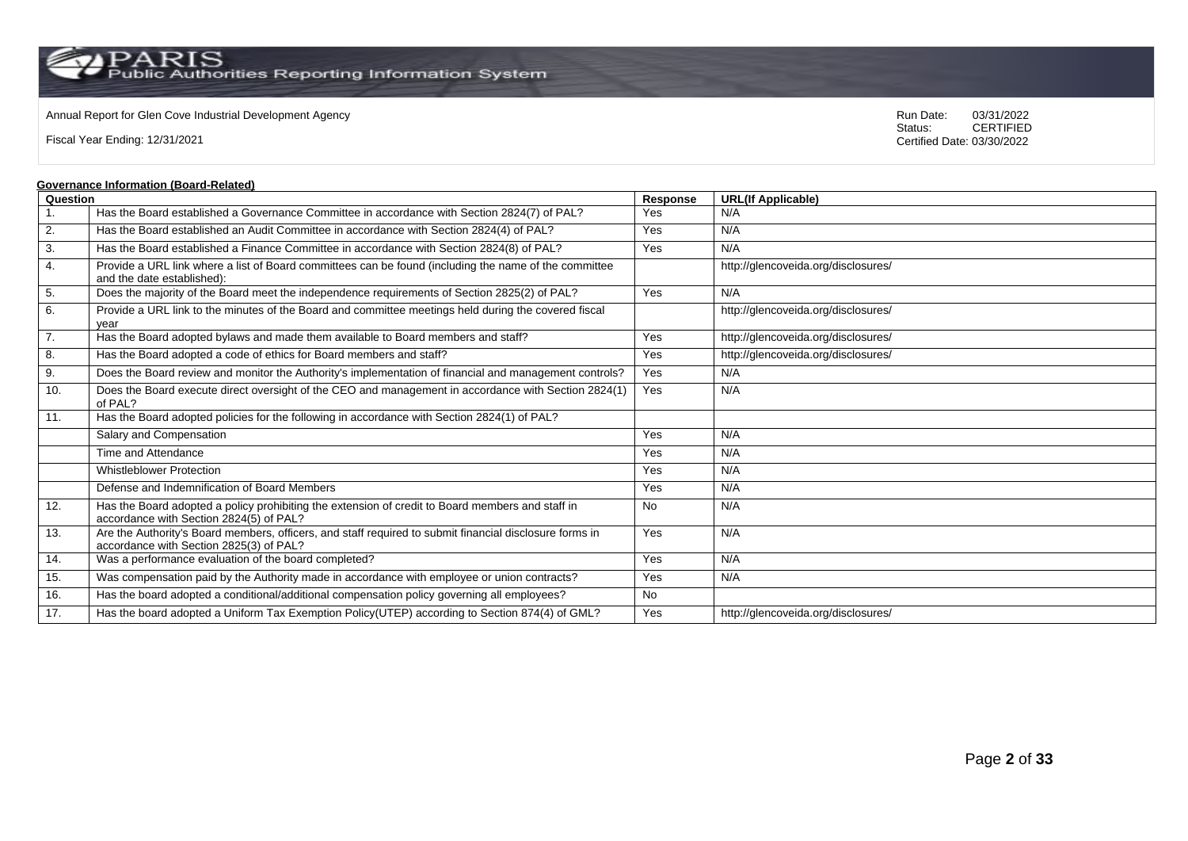Annual Report for Glen Cove Industrial Development Agency

Fiscal Year Ending: 12/31/2021

Run Date: 03/31/2022
Status: CERTIFIED
Certified Date: 03/30/2022

**Governance Information (Board-Related)**

| Question | | Response | URL(If Applicable) |
|---|---|---|---|
| 1. | Has the Board established a Governance Committee in accordance with Section 2824(7) of PAL? | Yes | N/A |
| 2. | Has the Board established an Audit Committee in accordance with Section 2824(4) of PAL? | Yes | N/A |
| 3. | Has the Board established a Finance Committee in accordance with Section 2824(8) of PAL? | Yes | N/A |
| 4. | Provide a URL link where a list of Board committees can be found (including the name of the committee and the date established): | | http://glencoveida.org/disclosures/ |
| 5. | Does the majority of the Board meet the independence requirements of Section 2825(2) of PAL? | Yes | N/A |
| 6. | Provide a URL link to the minutes of the Board and committee meetings held during the covered fiscal year | | http://glencoveida.org/disclosures/ |
| 7. | Has the Board adopted bylaws and made them available to Board members and staff? | Yes | http://glencoveida.org/disclosures/ |
| 8. | Has the Board adopted a code of ethics for Board members and staff? | Yes | http://glencoveida.org/disclosures/ |
| 9. | Does the Board review and monitor the Authority's implementation of financial and management controls? | Yes | N/A |
| 10. | Does the Board execute direct oversight of the CEO and management in accordance with Section 2824(1) of PAL? | Yes | N/A |
| 11. | Has the Board adopted policies for the following in accordance with Section 2824(1) of PAL? | | |
| | Salary and Compensation | Yes | N/A |
| | Time and Attendance | Yes | N/A |
| | Whistleblower Protection | Yes | N/A |
| | Defense and Indemnification of Board Members | Yes | N/A |
| 12. | Has the Board adopted a policy prohibiting the extension of credit to Board members and staff in accordance with Section 2824(5) of PAL? | No | N/A |
| 13. | Are the Authority's Board members, officers, and staff required to submit financial disclosure forms in accordance with Section 2825(3) of PAL? | Yes | N/A |
| 14. | Was a performance evaluation of the board completed? | Yes | N/A |
| 15. | Was compensation paid by the Authority made in accordance with employee or union contracts? | Yes | N/A |
| 16. | Has the board adopted a conditional/additional compensation policy governing all employees? | No | |
| 17. | Has the board adopted a Uniform Tax Exemption Policy(UTEP) according to Section 874(4) of GML? | Yes | http://glencoveida.org/disclosures/ |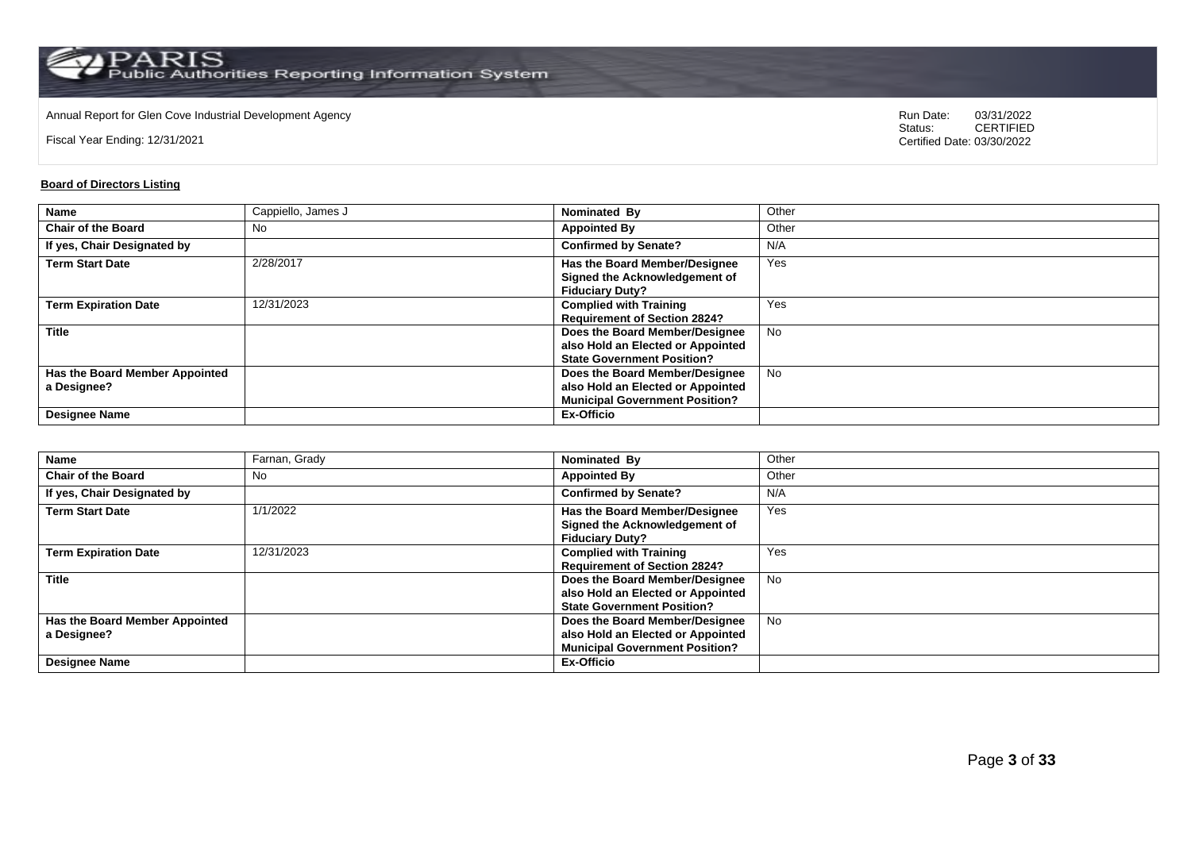Annual Report for Glen Cove Industrial Development Agency

Fiscal Year Ending: 12/31/2021

Run Date: 03/31/2022
Status: CERTIFIED
Certified Date: 03/30/2022

**Board of Directors Listing**

| Name | Cappiello, James J | Nominated By | Other |
|---|---|---|---|
| Chair of the Board | No | Appointed By | Other |
| If yes, Chair Designated by | | Confirmed by Senate? | N/A |
| Term Start Date | 2/28/2017 | Has the Board Member/Designee Signed the Acknowledgement of Fiduciary Duty? | Yes |
| Term Expiration Date | 12/31/2023 | Complied with Training Requirement of Section 2824? | Yes |
| Title | | Does the Board Member/Designee also Hold an Elected or Appointed State Government Position? | No |
| Has the Board Member Appointed a Designee? | | Does the Board Member/Designee also Hold an Elected or Appointed Municipal Government Position? | No |
| Designee Name | | Ex-Officio | |

| Name | Farnan, Grady | Nominated By | Other |
|---|---|---|---|
| Chair of the Board | No | Appointed By | Other |
| If yes, Chair Designated by | | Confirmed by Senate? | N/A |
| Term Start Date | 1/1/2022 | Has the Board Member/Designee Signed the Acknowledgement of Fiduciary Duty? | Yes |
| Term Expiration Date | 12/31/2023 | Complied with Training Requirement of Section 2824? | Yes |
| Title | | Does the Board Member/Designee also Hold an Elected or Appointed State Government Position? | No |
| Has the Board Member Appointed a Designee? | | Does the Board Member/Designee also Hold an Elected or Appointed Municipal Government Position? | No |
| Designee Name | | Ex-Officio | |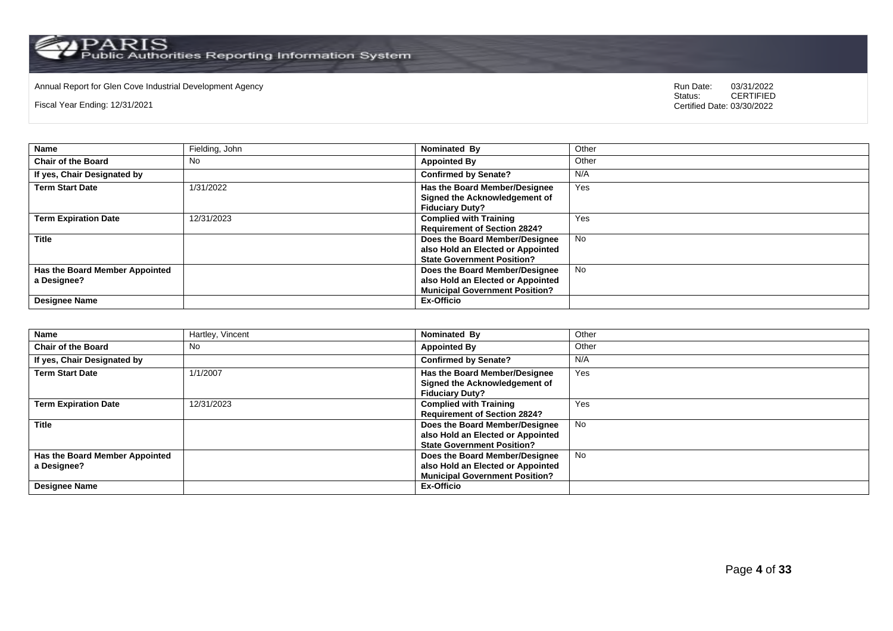Annual Report for Glen Cove Industrial Development Agency

Fiscal Year Ending: 12/31/2021

Run Date: 03/31/2022
Status: CERTIFIED
Certified Date: 03/30/2022

| **Name** | Fielding, John | **Nominated By** | Other |
|---|---|---|---|
| **Chair of the Board** | No | **Appointed By** | Other |
| **If yes, Chair Designated by** | | **Confirmed by Senate?** | N/A |
| **Term Start Date** | 1/31/2022 | **Has the Board Member/Designee Signed the Acknowledgement of Fiduciary Duty?** | Yes |
| **Term Expiration Date** | 12/31/2023 | **Complied with Training Requirement of Section 2824?** | Yes |
| **Title** | | **Does the Board Member/Designee also Hold an Elected or Appointed State Government Position?** | No |
| **Has the Board Member Appointed a Designee?** | | **Does the Board Member/Designee also Hold an Elected or Appointed Municipal Government Position?** | No |
| **Designee Name** | | **Ex-Officio** | |

| **Name** | Hartley, Vincent | **Nominated By** | Other |
|---|---|---|---|
| **Chair of the Board** | No | **Appointed By** | Other |
| **If yes, Chair Designated by** | | **Confirmed by Senate?** | N/A |
| **Term Start Date** | 1/1/2007 | **Has the Board Member/Designee Signed the Acknowledgement of Fiduciary Duty?** | Yes |
| **Term Expiration Date** | 12/31/2023 | **Complied with Training Requirement of Section 2824?** | Yes |
| **Title** | | **Does the Board Member/Designee also Hold an Elected or Appointed State Government Position?** | No |
| **Has the Board Member Appointed a Designee?** | | **Does the Board Member/Designee also Hold an Elected or Appointed Municipal Government Position?** | No |
| **Designee Name** | | **Ex-Officio** | |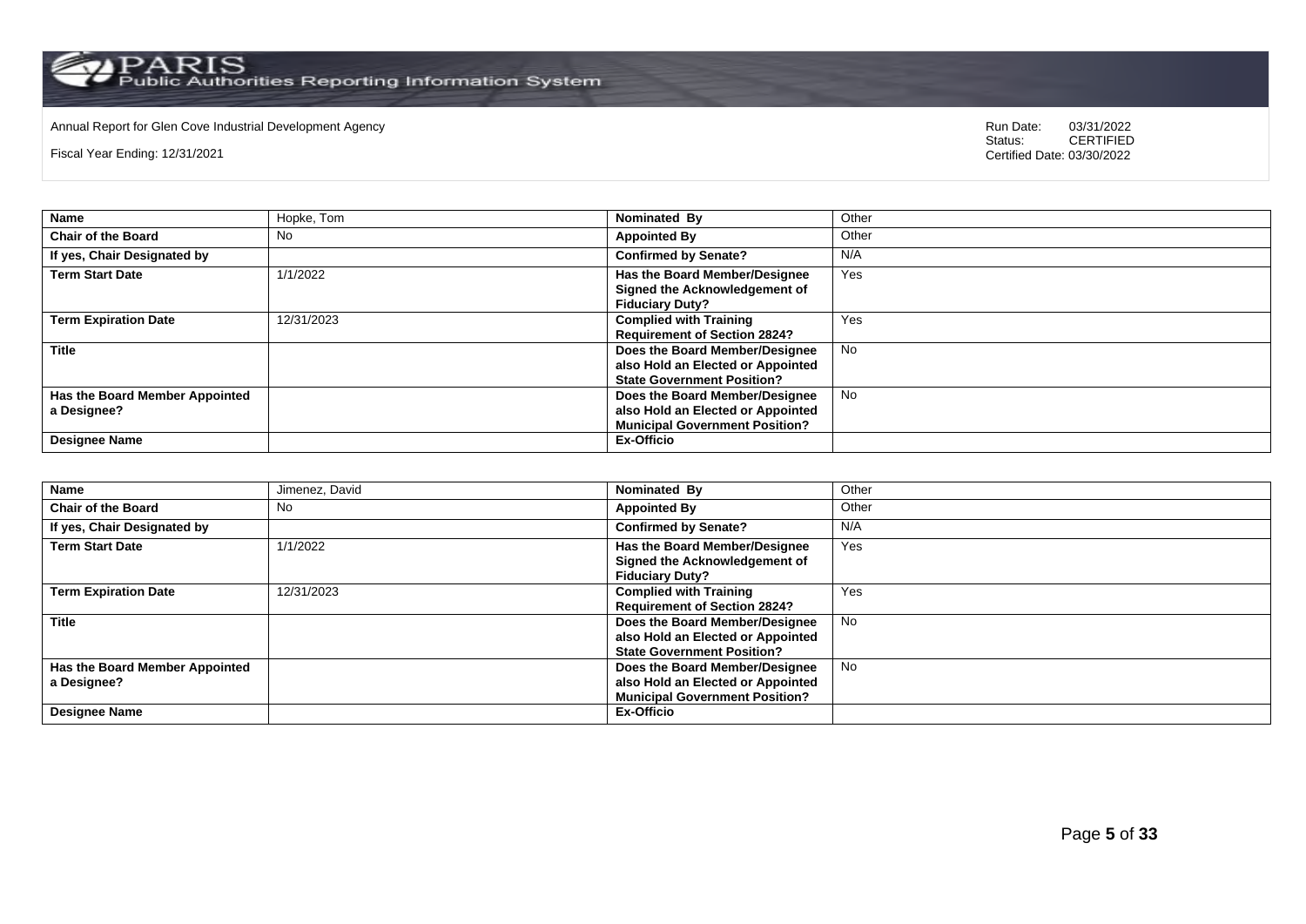| Name | Hopke, Tom | Nominated By | Other |
|---|---|---|---|
| **Chair of the Board** | No | **Appointed By** | Other |
| **If yes, Chair Designated by** | | **Confirmed by Senate?** | N/A |
| **Term Start Date** | 1/1/2022 | **Has the Board Member/Designee Signed the Acknowledgement of Fiduciary Duty?** | Yes |
| **Term Expiration Date** | 12/31/2023 | **Complied with Training Requirement of Section 2824?** | Yes |
| **Title** | | **Does the Board Member/Designee also Hold an Elected or Appointed State Government Position?** | No |
| **Has the Board Member Appointed a Designee?** | | **Does the Board Member/Designee also Hold an Elected or Appointed Municipal Government Position?** | No |
| **Designee Name** | | **Ex-Officio** | |

| Name | Jimenez, David | Nominated By | Other |
|---|---|---|---|
| **Chair of the Board** | No | **Appointed By** | Other |
| **If yes, Chair Designated by** | | **Confirmed by Senate?** | N/A |
| **Term Start Date** | 1/1/2022 | **Has the Board Member/Designee Signed the Acknowledgement of Fiduciary Duty?** | Yes |
| **Term Expiration Date** | 12/31/2023 | **Complied with Training Requirement of Section 2824?** | Yes |
| **Title** | | **Does the Board Member/Designee also Hold an Elected or Appointed State Government Position?** | No |
| **Has the Board Member Appointed a Designee?** | | **Does the Board Member/Designee also Hold an Elected or Appointed Municipal Government Position?** | No |
| **Designee Name** | | **Ex-Officio** | |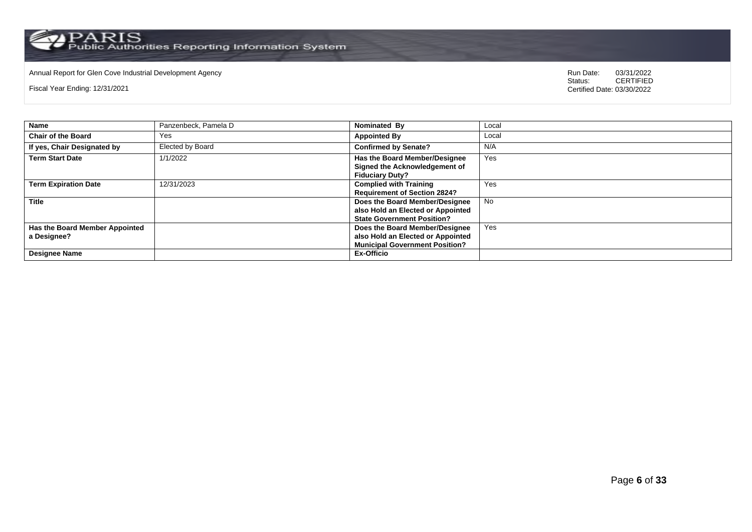Annual Report for Glen Cove Industrial Development Agency

Fiscal Year Ending: 12/31/2021

Run Date: 03/31/2022
Status: CERTIFIED
Certified Date: 03/30/2022

| **Name** | Panzenbeck, Pamela D | **Nominated By** | Local |
|---|---|---|---|
| **Chair of the Board** | Yes | **Appointed By** | Local |
| **If yes, Chair Designated by** | Elected by Board | **Confirmed by Senate?** | N/A |
| **Term Start Date** | 1/1/2022 | **Has the Board Member/Designee Signed the Acknowledgement of Fiduciary Duty?** | Yes |
| **Term Expiration Date** | 12/31/2023 | **Complied with Training Requirement of Section 2824?** | Yes |
| **Title** | | **Does the Board Member/Designee also Hold an Elected or Appointed State Government Position?** | No |
| **Has the Board Member Appointed a Designee?** | | **Does the Board Member/Designee also Hold an Elected or Appointed Municipal Government Position?** | Yes |
| **Designee Name** | | **Ex-Officio** | |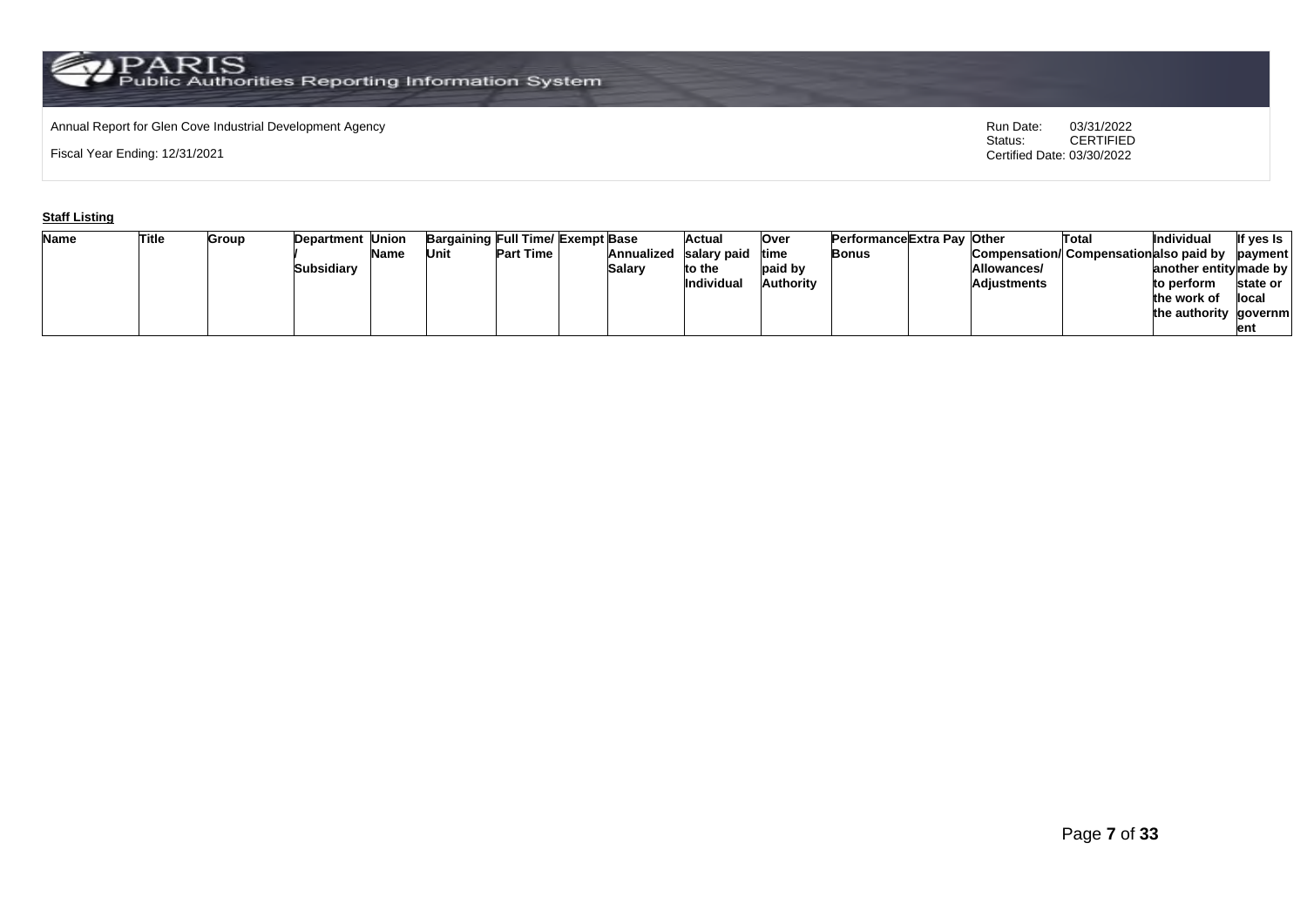Annual Report for Glen Cove Industrial Development Agency

Fiscal Year Ending: 12/31/2021

Run Date: 03/31/2022
Status: CERTIFIED
Certified Date: 03/30/2022

**Staff Listing**

| Name | Title | Group | Department / Subsidiary | Union Name | Bargaining Unit | Full Time/ Part Time | Exempt | Base Annualized Salary | Actual salary paid to the Individual | Over time paid by Authority | Performance Bonus | Extra Pay | Other Compensation/ Allowances/ Adjustments | Total Compensation | Individual also paid by another entity to perform the work of the authority | If yes Is payment made by state or local government |
|---|---|---|---|---|---|---|---|---|---|---|---|---|---|---|---|---|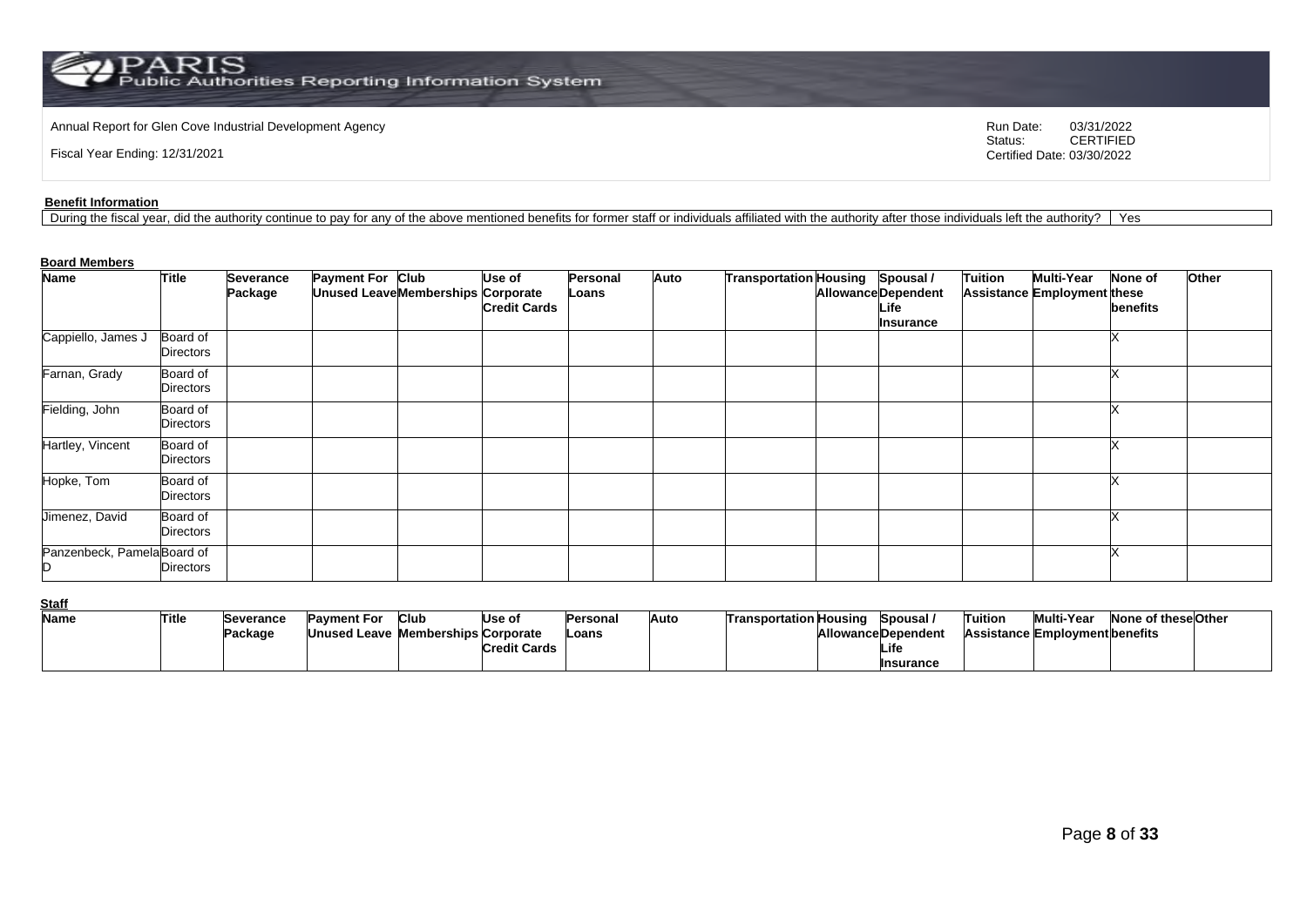Annual Report for Glen Cove Industrial Development Agency

Fiscal Year Ending: 12/31/2021

Run Date: 03/31/2022
Status: CERTIFIED
Certified Date: 03/30/2022

**Benefit Information**

| During the fiscal year, did the authority continue to pay for any of the above mentioned benefits for former staff or individuals affiliated with the authority after those individuals left the authority? | Yes |
|---|---|

**Board Members**

| Name | Title | Severance Package | Payment For Unused Leave | Club Memberships | Use of Corporate Credit Cards | Personal Loans | Auto | Transportation | Housing Allowance | Spousal / Dependent Life Insurance | Tuition Assistance | Multi-Year Employment | None of these benefits | Other |
|---|---|---|---|---|---|---|---|---|---|---|---|---|---|---|
| Cappiello, James J | Board of Directors | | | | | | | | | | | | X | |
| Farnan, Grady | Board of Directors | | | | | | | | | | | | X | |
| Fielding, John | Board of Directors | | | | | | | | | | | | X | |
| Hartley, Vincent | Board of Directors | | | | | | | | | | | | X | |
| Hopke, Tom | Board of Directors | | | | | | | | | | | | X | |
| Jimenez, David | Board of Directors | | | | | | | | | | | | X | |
| Panzenbeck, Pamela D | Board of Directors | | | | | | | | | | | | X | |

**Staff**

| Name | Title | Severance Package | Payment For Unused Leave | Club Memberships | Use of Corporate Credit Cards | Personal Loans | Auto | Transportation | Housing Allowance | Spousal / Dependent Life Insurance | Tuition Assistance | Multi-Year Employment | None of these benefits | Other |
|---|---|---|---|---|---|---|---|---|---|---|---|---|---|---|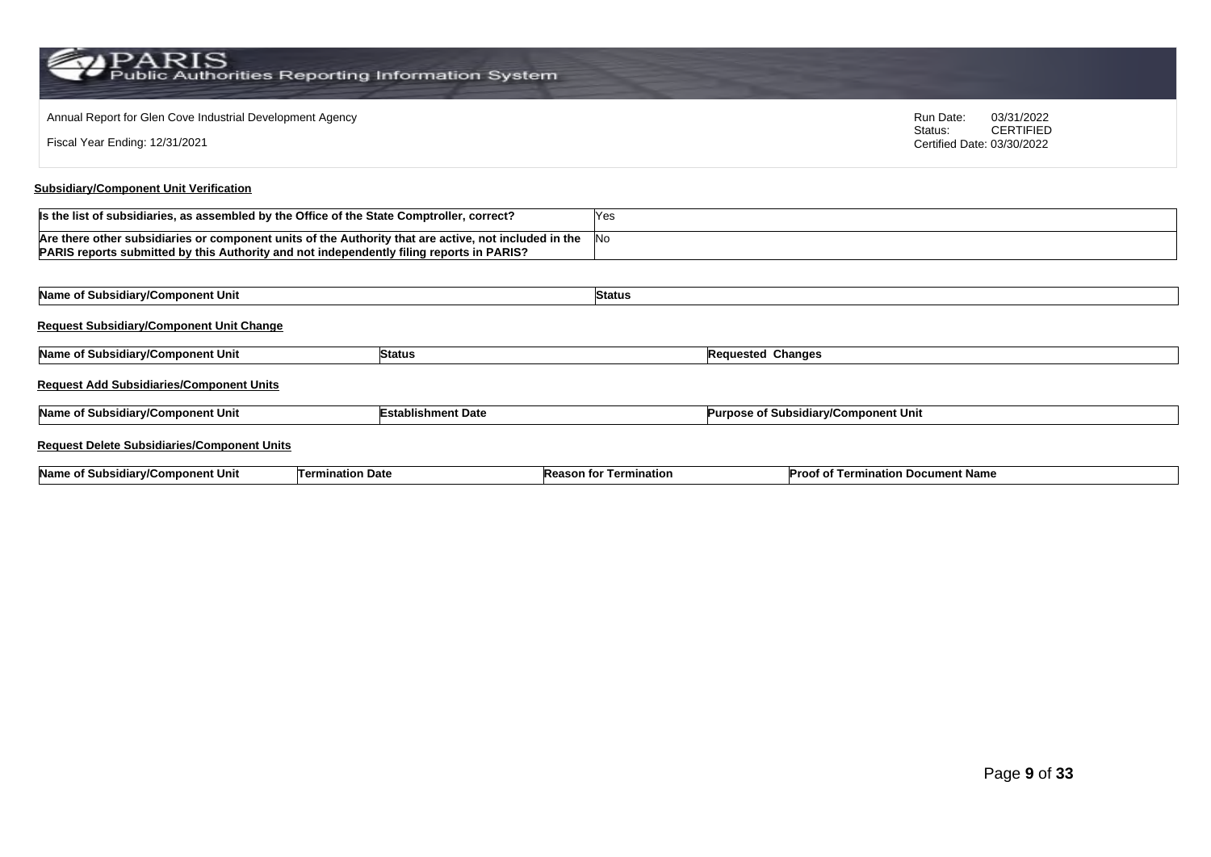Annual Report for Glen Cove Industrial Development Agency

Fiscal Year Ending: 12/31/2021

Run Date: 03/31/2022
Status: CERTIFIED
Certified Date: 03/30/2022

## Subsidiary/Component Unit Verification

| | |
|---|---|
| **Is the list of subsidiaries, as assembled by the Office of the State Comptroller, correct?** | Yes |
| **Are there other subsidiaries or component units of the Authority that are active, not included in the PARIS reports submitted by this Authority and not independently filing reports in PARIS?** | No |

| Name of Subsidiary/Component Unit | Status |
|---|---|

### Request Subsidiary/Component Unit Change

| Name of Subsidiary/Component Unit | Status | Requested Changes |
|---|---|---|

### Request Add Subsidiaries/Component Units

| Name of Subsidiary/Component Unit | Establishment Date | Purpose of Subsidiary/Component Unit |
|---|---|---|

### Request Delete Subsidiaries/Component Units

| Name of Subsidiary/Component Unit | Termination Date | Reason for Termination | Proof of Termination Document Name |
|---|---|---|---|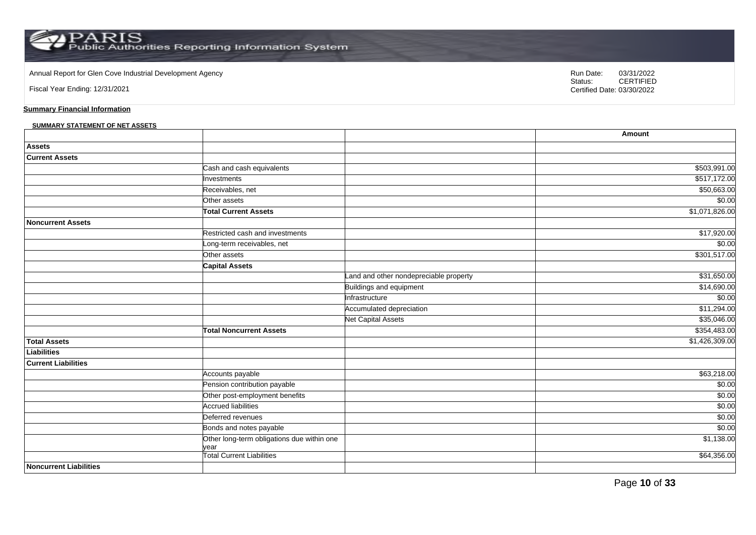Annual Report for Glen Cove Industrial Development Agency

Fiscal Year Ending: 12/31/2021

Run Date: 03/31/2022
Status: CERTIFIED
Certified Date: 03/30/2022

**Summary Financial Information**

**SUMMARY STATEMENT OF NET ASSETS**

| | | | Amount |
|---|---|---|---|
| **Assets** | | | |
| **Current Assets** | | | |
| | Cash and cash equivalents | | $503,991.00 |
| | Investments | | $517,172.00 |
| | Receivables, net | | $50,663.00 |
| | Other assets | | $0.00 |
| | **Total Current Assets** | | $1,071,826.00 |
| **Noncurrent Assets** | | | |
| | Restricted cash and investments | | $17,920.00 |
| | Long-term receivables, net | | $0.00 |
| | Other assets | | $301,517.00 |
| | **Capital Assets** | | |
| | | Land and other nondepreciable property | $31,650.00 |
| | | Buildings and equipment | $14,690.00 |
| | | Infrastructure | $0.00 |
| | | Accumulated depreciation | $11,294.00 |
| | | Net Capital Assets | $35,046.00 |
| | **Total Noncurrent Assets** | | $354,483.00 |
| **Total Assets** | | | $1,426,309.00 |
| **Liabilities** | | | |
| **Current Liabilities** | | | |
| | Accounts payable | | $63,218.00 |
| | Pension contribution payable | | $0.00 |
| | Other post-employment benefits | | $0.00 |
| | Accrued liabilities | | $0.00 |
| | Deferred revenues | | $0.00 |
| | Bonds and notes payable | | $0.00 |
| | Other long-term obligations due within one year | | $1,138.00 |
| | Total Current Liabilities | | $64,356.00 |
| **Noncurrent Liabilities** | | | |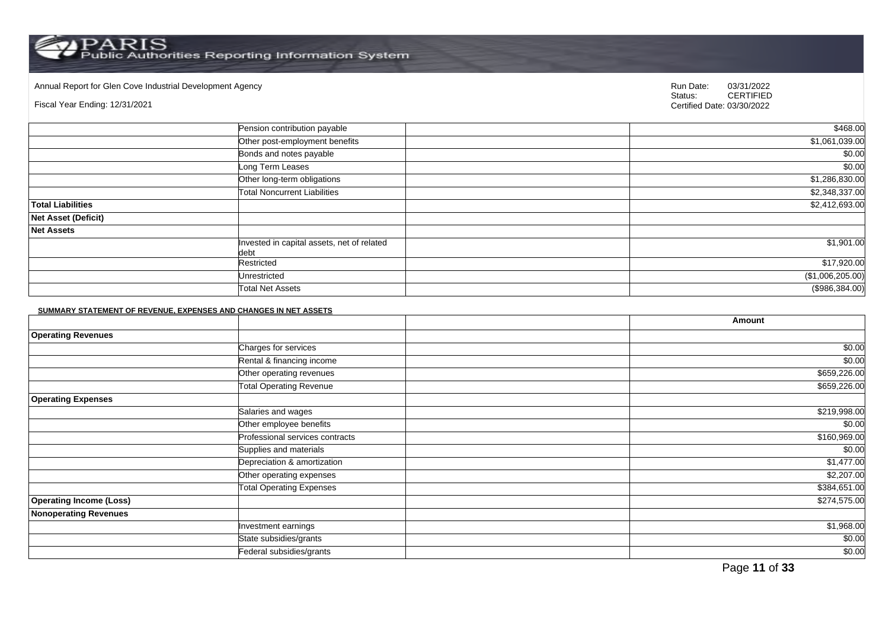Annual Report for Glen Cove Industrial Development Agency

Fiscal Year Ending: 12/31/2021

Run Date: 03/31/2022
Status: CERTIFIED
Certified Date: 03/30/2022

| | | | |
|---|---|---|---|
| | Pension contribution payable | | $468.00 |
| | Other post-employment benefits | | $1,061,039.00 |
| | Bonds and notes payable | | $0.00 |
| | Long Term Leases | | $0.00 |
| | Other long-term obligations | | $1,286,830.00 |
| | Total Noncurrent Liabilities | | $2,348,337.00 |
| **Total Liabilities** | | | $2,412,693.00 |
| **Net Asset (Deficit)** | | | |
| **Net Assets** | | | |
| | Invested in capital assets, net of related debt | | $1,901.00 |
| | Restricted | | $17,920.00 |
| | Unrestricted | | ($1,006,205.00) |
| | Total Net Assets | | ($986,384.00) |

**SUMMARY STATEMENT OF REVENUE, EXPENSES AND CHANGES IN NET ASSETS**

| | | | Amount |
|---|---|---|---|
| **Operating Revenues** | | | |
| | Charges for services | | $0.00 |
| | Rental & financing income | | $0.00 |
| | Other operating revenues | | $659,226.00 |
| | Total Operating Revenue | | $659,226.00 |
| **Operating Expenses** | | | |
| | Salaries and wages | | $219,998.00 |
| | Other employee benefits | | $0.00 |
| | Professional services contracts | | $160,969.00 |
| | Supplies and materials | | $0.00 |
| | Depreciation & amortization | | $1,477.00 |
| | Other operating expenses | | $2,207.00 |
| | Total Operating Expenses | | $384,651.00 |
| **Operating Income (Loss)** | | | $274,575.00 |
| **Nonoperating Revenues** | | | |
| | Investment earnings | | $1,968.00 |
| | State subsidies/grants | | $0.00 |
| | Federal subsidies/grants | | $0.00 |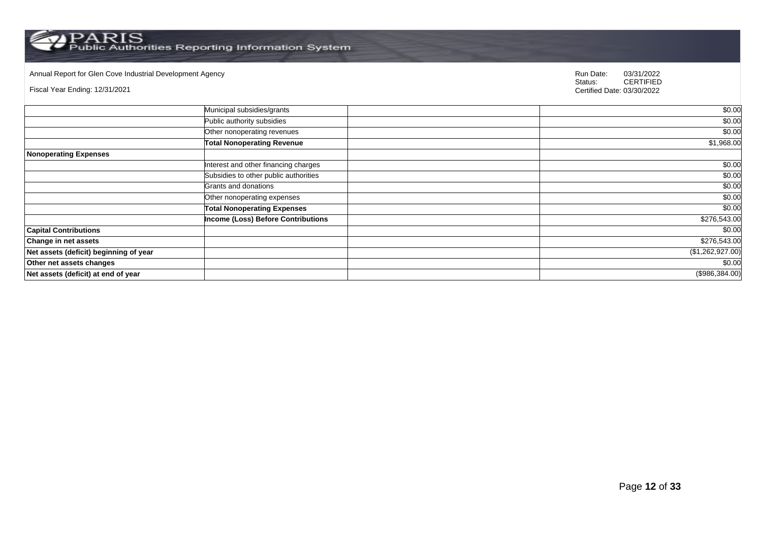Annual Report for Glen Cove Industrial Development Agency

Fiscal Year Ending: 12/31/2021

Run Date: 03/31/2022
Status: CERTIFIED
Certified Date: 03/30/2022

| | | | |
|---|---|---|---|
| | Municipal subsidies/grants | | $0.00 |
| | Public authority subsidies | | $0.00 |
| | Other nonoperating revenues | | $0.00 |
| | **Total Nonoperating Revenue** | | $1,968.00 |
| **Nonoperating Expenses** | | | |
| | Interest and other financing charges | | $0.00 |
| | Subsidies to other public authorities | | $0.00 |
| | Grants and donations | | $0.00 |
| | Other nonoperating expenses | | $0.00 |
| | **Total Nonoperating Expenses** | | $0.00 |
| | **Income (Loss) Before Contributions** | | $276,543.00 |
| **Capital Contributions** | | | $0.00 |
| **Change in net assets** | | | $276,543.00 |
| **Net assets (deficit) beginning of year** | | | ($1,262,927.00) |
| **Other net assets changes** | | | $0.00 |
| **Net assets (deficit) at end of year** | | | ($986,384.00) |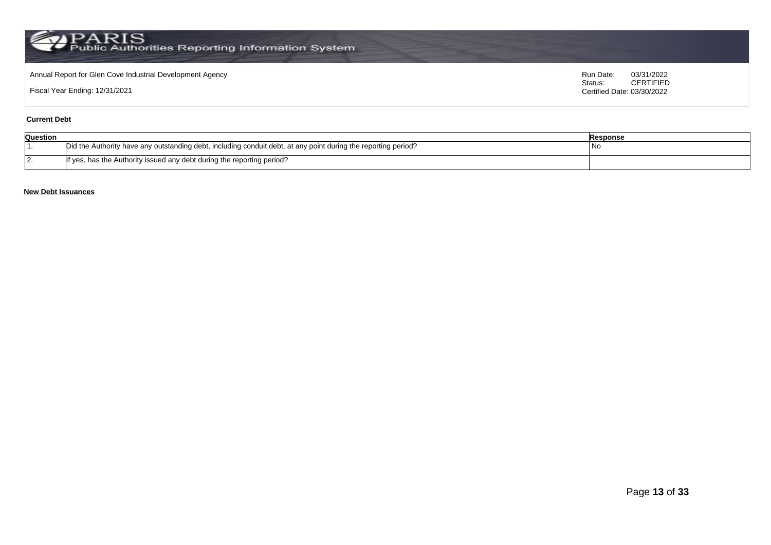Annual Report for Glen Cove Industrial Development Agency

Fiscal Year Ending: 12/31/2021

Run Date: 03/31/2022
Status: CERTIFIED
Certified Date: 03/30/2022

**Current Debt**

| Question | | Response |
| --- | --- | --- |
| 1. | Did the Authority have any outstanding debt, including conduit debt, at any point during the reporting period? | No |
| 2. | If yes, has the Authority issued any debt during the reporting period? | |

**New Debt Issuances**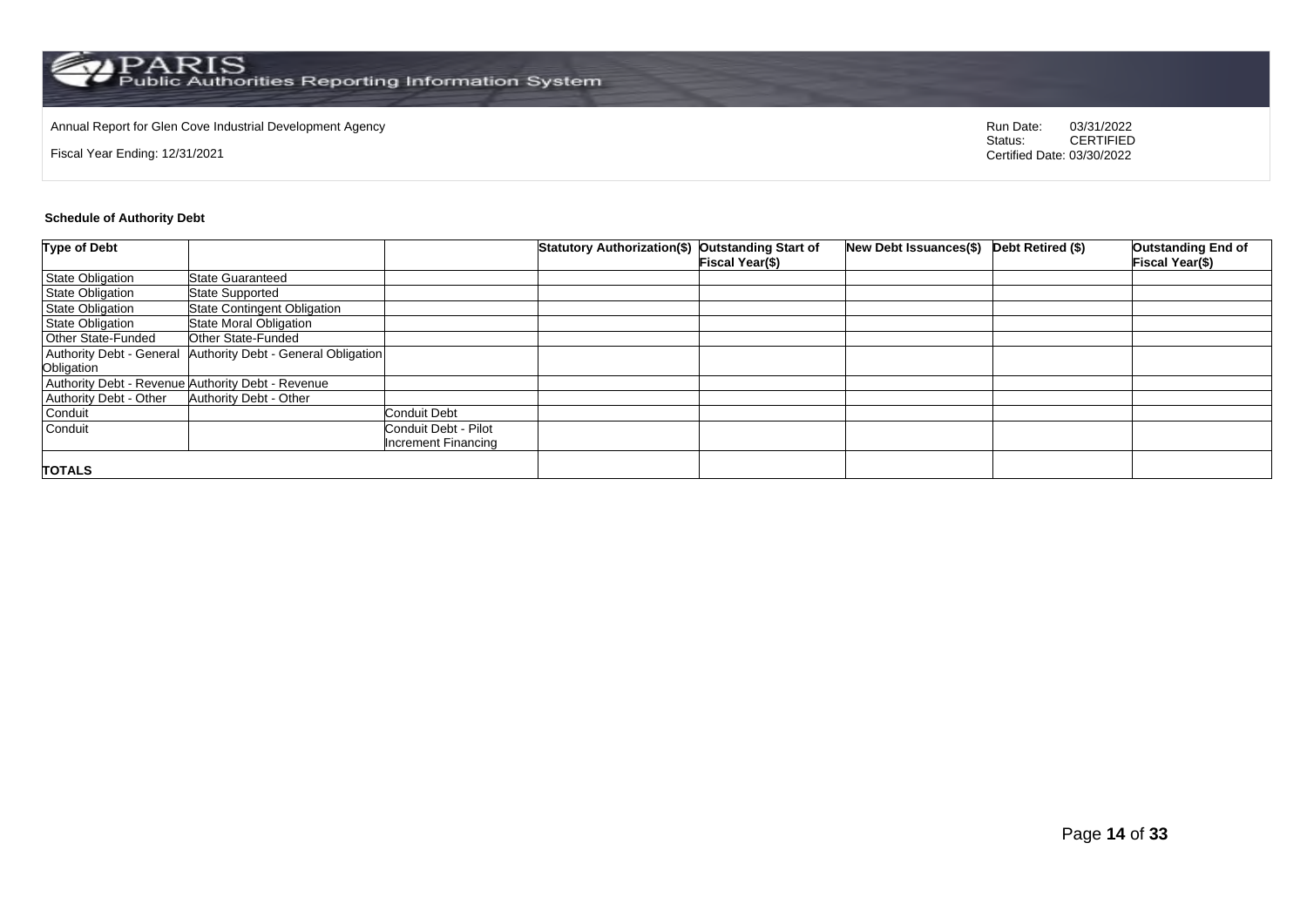Annual Report for Glen Cove Industrial Development Agency

Fiscal Year Ending: 12/31/2021

Run Date: 03/31/2022
Status: CERTIFIED
Certified Date: 03/30/2022

**Schedule of Authority Debt**

| Type of Debt | | | Statutory Authorization($) | Outstanding Start of Fiscal Year($) | New Debt Issuances($) | Debt Retired ($) | Outstanding End of Fiscal Year($) |
|---|---|---|---|---|---|---|---|
| State Obligation | State Guaranteed | | | | | | |
| State Obligation | State Supported | | | | | | |
| State Obligation | State Contingent Obligation | | | | | | |
| State Obligation | State Moral Obligation | | | | | | |
| Other State-Funded | Other State-Funded | | | | | | |
| Authority Debt - General Obligation | Authority Debt - General Obligation | | | | | | |
| Authority Debt - Revenue | Authority Debt - Revenue | | | | | | |
| Authority Debt - Other | Authority Debt - Other | | | | | | |
| Conduit | | Conduit Debt | | | | | |
| Conduit | | Conduit Debt - Pilot Increment Financing | | | | | |
| **TOTALS** | | | | | | | |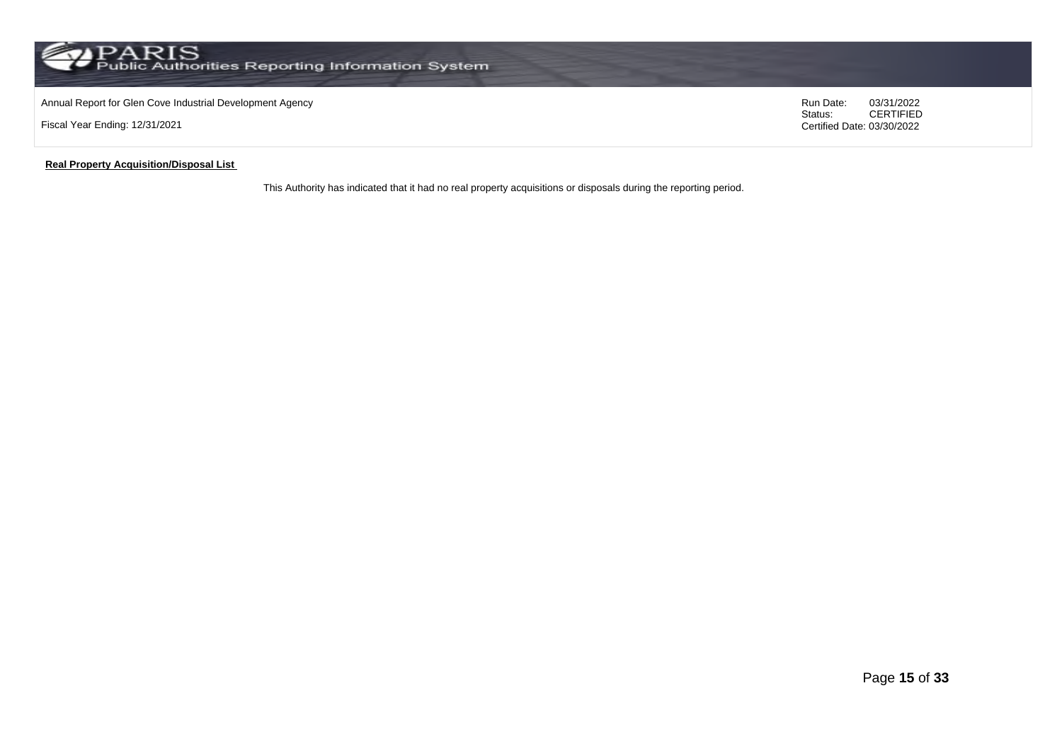**Real Property Acquisition/Disposal List**

This Authority has indicated that it had no real property acquisitions or disposals during the reporting period.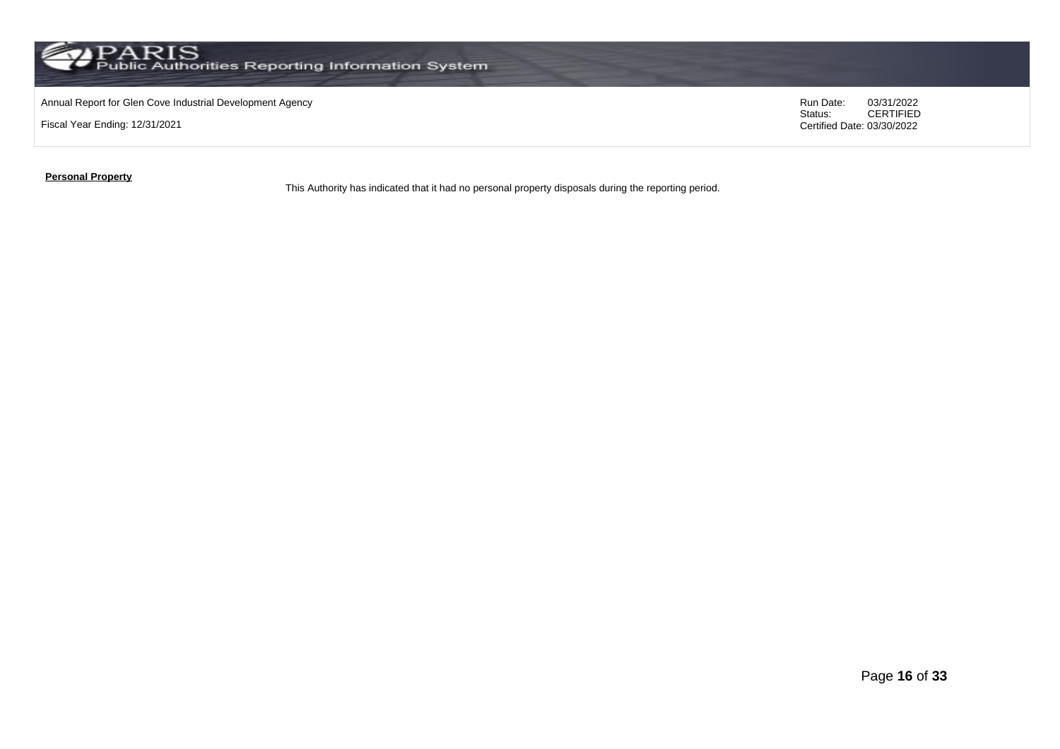**Personal Property**

This Authority has indicated that it had no personal property disposals during the reporting period.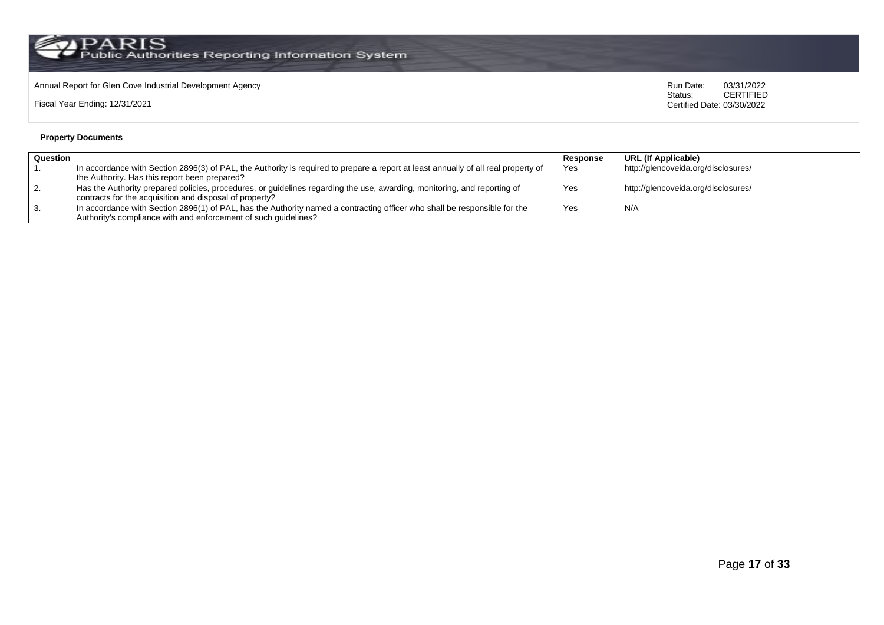Annual Report for Glen Cove Industrial Development Agency

Fiscal Year Ending: 12/31/2021

Run Date: 03/31/2022
Status: CERTIFIED
Certified Date: 03/30/2022

**Property Documents**

| Question | | Response | URL (If Applicable) |
|---|---|---|---|
| 1. | In accordance with Section 2896(3) of PAL, the Authority is required to prepare a report at least annually of all real property of the Authority. Has this report been prepared? | Yes | http://glencoveida.org/disclosures/ |
| 2. | Has the Authority prepared policies, procedures, or guidelines regarding the use, awarding, monitoring, and reporting of contracts for the acquisition and disposal of property? | Yes | http://glencoveida.org/disclosures/ |
| 3. | In accordance with Section 2896(1) of PAL, has the Authority named a contracting officer who shall be responsible for the Authority's compliance with and enforcement of such guidelines? | Yes | N/A |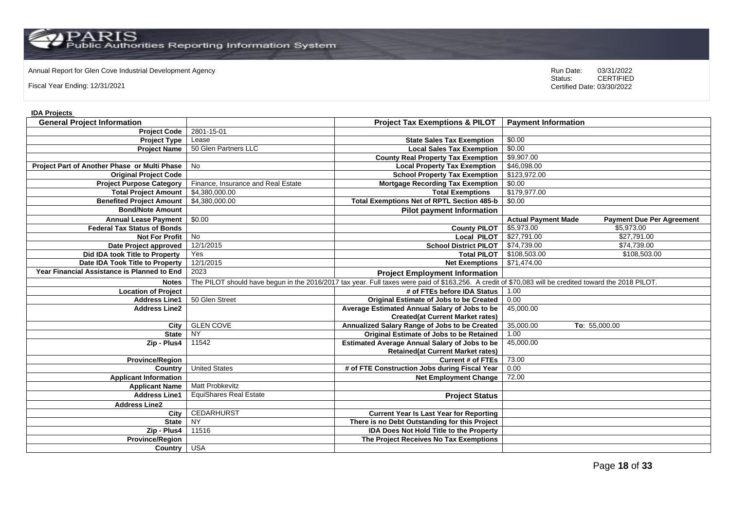Annual Report for Glen Cove Industrial Development Agency

Fiscal Year Ending: 12/31/2021

Run Date: 03/31/2022
Status: CERTIFIED
Certified Date: 03/30/2022

**IDA Projects**

| General Project Information | | Project Tax Exemptions & PILOT | Payment Information | |
|---|---|---|---|---|
| Project Code | 2801-15-01 | | | |
| Project Type | Lease | State Sales Tax Exemption | $0.00 | |
| Project Name | 50 Glen Partners LLC | Local Sales Tax Exemption | $0.00 | |
| | | County Real Property Tax Exemption | $9,907.00 | |
| Project Part of Another Phase or Multi Phase | No | Local Property Tax Exemption | $46,098.00 | |
| Original Project Code | | School Property Tax Exemption | $123,972.00 | |
| Project Purpose Category | Finance, Insurance and Real Estate | Mortgage Recording Tax Exemption | $0.00 | |
| Total Project Amount | $4,380,000.00 | Total Exemptions | $179,977.00 | |
| Benefited Project Amount | $4,380,000.00 | Total Exemptions Net of RPTL Section 485-b | $0.00 | |
| Bond/Note Amount | | Pilot payment Information | | |
| Annual Lease Payment | $0.00 | | Actual Payment Made | Payment Due Per Agreement |
| Federal Tax Status of Bonds | | County PILOT | $5,973.00 | $5,973.00 |
| Not For Profit | No | Local PILOT | $27,791.00 | $27,791.00 |
| Date Project approved | 12/1/2015 | School District PILOT | $74,739.00 | $74,739.00 |
| Did IDA took Title to Property | Yes | Total PILOT | $108,503.00 | $108,503.00 |
| Date IDA Took Title to Property | 12/1/2015 | Net Exemptions | $71,474.00 | |
| Year Financial Assistance is Planned to End | 2023 | Project Employment Information | | |
| Notes | The PILOT should have begun in the 2016/2017 tax year. Full taxes were paid of $163,256. A credit of $70,083 will be credited toward the 2018 PILOT. | | | |
| Location of Project | | # of FTEs before IDA Status | 1.00 | |
| Address Line1 | 50 Glen Street | Original Estimate of Jobs to be Created | 0.00 | |
| Address Line2 | | Average Estimated Annual Salary of Jobs to be Created(at Current Market rates) | 45,000.00 | |
| City | GLEN COVE | Annualized Salary Range of Jobs to be Created | 35,000.00 | To: 55,000.00 |
| State | NY | Original Estimate of Jobs to be Retained | 1.00 | |
| Zip - Plus4 | 11542 | Estimated Average Annual Salary of Jobs to be Retained(at Current Market rates) | 45,000.00 | |
| Province/Region | | Current # of FTEs | 73.00 | |
| Country | United States | # of FTE Construction Jobs during Fiscal Year | 0.00 | |
| Applicant Information | | Net Employment Change | 72.00 | |
| Applicant Name | Matt Probkevitz | | | |
| Address Line1 | EquiShares Real Estate | Project Status | | |
| Address Line2 | | | | |
| City | CEDARHURST | Current Year Is Last Year for Reporting | | |
| State | NY | There is no Debt Outstanding for this Project | | |
| Zip - Plus4 | 11516 | IDA Does Not Hold Title to the Property | | |
| Province/Region | | The Project Receives No Tax Exemptions | | |
| Country | USA | | | |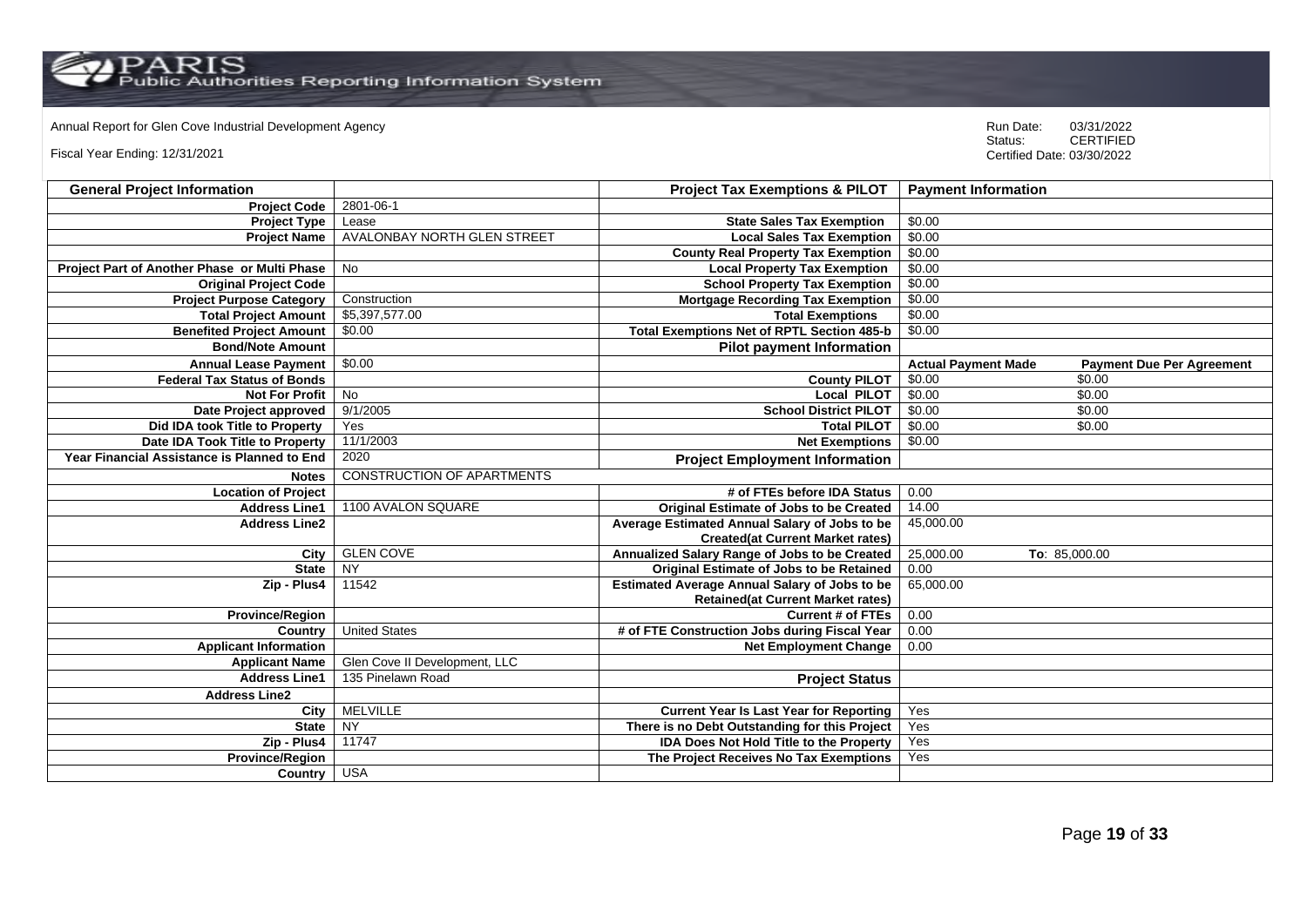Annual Report for Glen Cove Industrial Development Agency

Fiscal Year Ending: 12/31/2021

Run Date: 03/31/2022
Status: CERTIFIED
Certified Date: 03/30/2022

| General Project Information | | Project Tax Exemptions & PILOT | Payment Information | |
|---|---|---|---|---|
| Project Code | 2801-06-1 | | | |
| Project Type | Lease | State Sales Tax Exemption | $0.00 | |
| Project Name | AVALONBAY NORTH GLEN STREET | Local Sales Tax Exemption | $0.00 | |
| | | County Real Property Tax Exemption | $0.00 | |
| Project Part of Another Phase or Multi Phase | No | Local Property Tax Exemption | $0.00 | |
| Original Project Code | | School Property Tax Exemption | $0.00 | |
| Project Purpose Category | Construction | Mortgage Recording Tax Exemption | $0.00 | |
| Total Project Amount | $5,397,577.00 | Total Exemptions | $0.00 | |
| Benefited Project Amount | $0.00 | Total Exemptions Net of RPTL Section 485-b | $0.00 | |
| Bond/Note Amount | | **Pilot payment Information** | | |
| Annual Lease Payment | $0.00 | | **Actual Payment Made** | **Payment Due Per Agreement** |
| Federal Tax Status of Bonds | | County PILOT | $0.00 | $0.00 |
| Not For Profit | No | Local PILOT | $0.00 | $0.00 |
| Date Project approved | 9/1/2005 | School District PILOT | $0.00 | $0.00 |
| Did IDA took Title to Property | Yes | Total PILOT | $0.00 | $0.00 |
| Date IDA Took Title to Property | 11/1/2003 | Net Exemptions | $0.00 | |
| Year Financial Assistance is Planned to End | 2020 | **Project Employment Information** | | |
| Notes | CONSTRUCTION OF APARTMENTS | | | |
| Location of Project | | # of FTEs before IDA Status | 0.00 | |
| Address Line1 | 1100 AVALON SQUARE | Original Estimate of Jobs to be Created | 14.00 | |
| Address Line2 | | Average Estimated Annual Salary of Jobs to be Created(at Current Market rates) | 45,000.00 | |
| City | GLEN COVE | Annualized Salary Range of Jobs to be Created | 25,000.00 | To: 85,000.00 |
| State | NY | Original Estimate of Jobs to be Retained | 0.00 | |
| Zip - Plus4 | 11542 | Estimated Average Annual Salary of Jobs to be Retained(at Current Market rates) | 65,000.00 | |
| Province/Region | | Current # of FTEs | 0.00 | |
| Country | United States | # of FTE Construction Jobs during Fiscal Year | 0.00 | |
| **Applicant Information** | | Net Employment Change | 0.00 | |
| Applicant Name | Glen Cove II Development, LLC | | | |
| Address Line1 | 135 Pinelawn Road | **Project Status** | | |
| Address Line2 | | | | |
| City | MELVILLE | Current Year Is Last Year for Reporting | Yes | |
| State | NY | There is no Debt Outstanding for this Project | Yes | |
| Zip - Plus4 | 11747 | IDA Does Not Hold Title to the Property | Yes | |
| Province/Region | | The Project Receives No Tax Exemptions | Yes | |
| Country | USA | | | |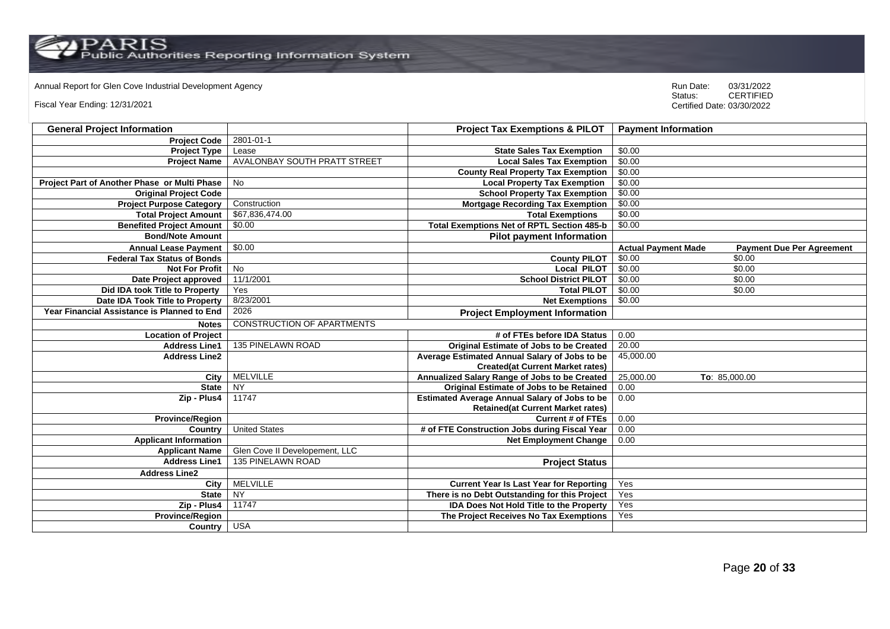Annual Report for Glen Cove Industrial Development Agency

Fiscal Year Ending: 12/31/2021

Run Date: 03/31/2022
Status: CERTIFIED
Certified Date: 03/30/2022

| General Project Information | | Project Tax Exemptions & PILOT | Payment Information | |
|---|---|---|---|---|
| Project Code | 2801-01-1 | | | |
| Project Type | Lease | State Sales Tax Exemption | $0.00 | |
| Project Name | AVALONBAY SOUTH PRATT STREET | Local Sales Tax Exemption | $0.00 | |
| | | County Real Property Tax Exemption | $0.00 | |
| Project Part of Another Phase or Multi Phase | No | Local Property Tax Exemption | $0.00 | |
| Original Project Code | | School Property Tax Exemption | $0.00 | |
| Project Purpose Category | Construction | Mortgage Recording Tax Exemption | $0.00 | |
| Total Project Amount | $67,836,474.00 | Total Exemptions | $0.00 | |
| Benefited Project Amount | $0.00 | Total Exemptions Net of RPTL Section 485-b | $0.00 | |
| Bond/Note Amount | | Pilot payment Information | | |
| Annual Lease Payment | $0.00 | | Actual Payment Made | Payment Due Per Agreement |
| Federal Tax Status of Bonds | | County PILOT | $0.00 | $0.00 |
| Not For Profit | No | Local PILOT | $0.00 | $0.00 |
| Date Project approved | 11/1/2001 | School District PILOT | $0.00 | $0.00 |
| Did IDA took Title to Property | Yes | Total PILOT | $0.00 | $0.00 |
| Date IDA Took Title to Property | 8/23/2001 | Net Exemptions | $0.00 | |
| Year Financial Assistance is Planned to End | 2026 | Project Employment Information | | |
| Notes | CONSTRUCTION OF APARTMENTS | | | |
| Location of Project | | # of FTEs before IDA Status | 0.00 | |
| Address Line1 | 135 PINELAWN ROAD | Original Estimate of Jobs to be Created | 20.00 | |
| Address Line2 | | Average Estimated Annual Salary of Jobs to be Created(at Current Market rates) | 45,000.00 | |
| City | MELVILLE | Annualized Salary Range of Jobs to be Created | 25,000.00 | To: 85,000.00 |
| State | NY | Original Estimate of Jobs to be Retained | 0.00 | |
| Zip - Plus4 | 11747 | Estimated Average Annual Salary of Jobs to be Retained(at Current Market rates) | 0.00 | |
| Province/Region | | Current # of FTEs | 0.00 | |
| Country | United States | # of FTE Construction Jobs during Fiscal Year | 0.00 | |
| Applicant Information | | Net Employment Change | 0.00 | |
| Applicant Name | Glen Cove II Developement, LLC | | | |
| Address Line1 | 135 PINELAWN ROAD | Project Status | | |
| Address Line2 | | | | |
| City | MELVILLE | Current Year Is Last Year for Reporting | Yes | |
| State | NY | There is no Debt Outstanding for this Project | Yes | |
| Zip - Plus4 | 11747 | IDA Does Not Hold Title to the Property | Yes | |
| Province/Region | | The Project Receives No Tax Exemptions | Yes | |
| Country | USA | | | |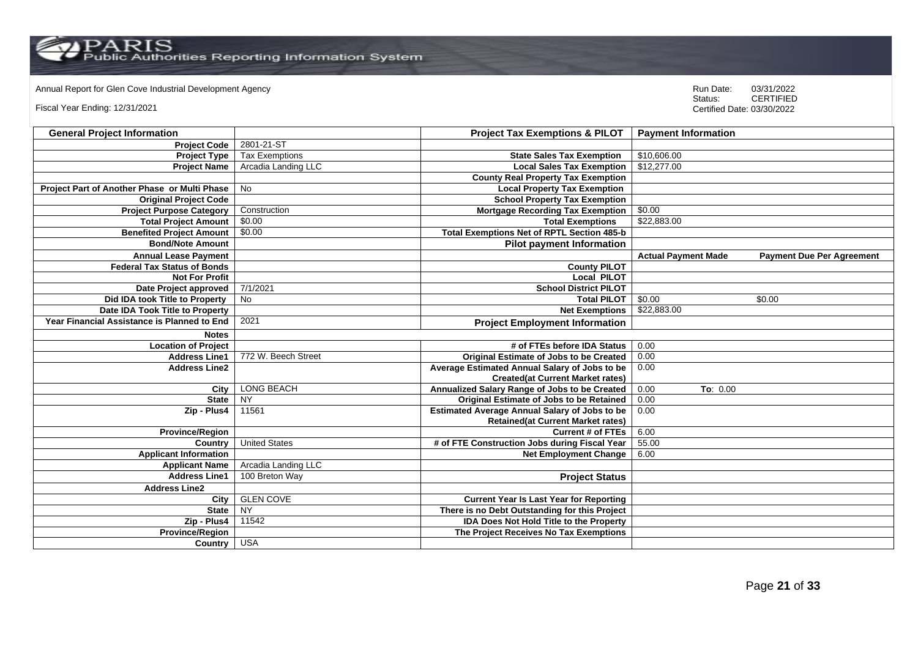Annual Report for Glen Cove Industrial Development Agency

Fiscal Year Ending: 12/31/2021

Run Date: 03/31/2022
Status: CERTIFIED
Certified Date: 03/30/2022

| General Project Information | | Project Tax Exemptions & PILOT | Payment Information | |
|---|---|---|---|---|
| Project Code | 2801-21-ST | | | |
| Project Type | Tax Exemptions | State Sales Tax Exemption | $10,606.00 | |
| Project Name | Arcadia Landing LLC | Local Sales Tax Exemption | $12,277.00 | |
| | | County Real Property Tax Exemption | | |
| Project Part of Another Phase or Multi Phase | No | Local Property Tax Exemption | | |
| Original Project Code | | School Property Tax Exemption | | |
| Project Purpose Category | Construction | Mortgage Recording Tax Exemption | $0.00 | |
| Total Project Amount | $0.00 | Total Exemptions | $22,883.00 | |
| Benefited Project Amount | $0.00 | Total Exemptions Net of RPTL Section 485-b | | |
| Bond/Note Amount | | Pilot payment Information | | |
| Annual Lease Payment | | | Actual Payment Made | Payment Due Per Agreement |
| Federal Tax Status of Bonds | | County PILOT | | |
| Not For Profit | | Local PILOT | | |
| Date Project approved | 7/1/2021 | School District PILOT | | |
| Did IDA took Title to Property | No | Total PILOT | $0.00 | $0.00 |
| Date IDA Took Title to Property | | Net Exemptions | $22,883.00 | |
| Year Financial Assistance is Planned to End | 2021 | Project Employment Information | | |
| Notes | | | | |
| Location of Project | | # of FTEs before IDA Status | 0.00 | |
| Address Line1 | 772 W. Beech Street | Original Estimate of Jobs to be Created | 0.00 | |
| Address Line2 | | Average Estimated Annual Salary of Jobs to be Created(at Current Market rates) | 0.00 | |
| City | LONG BEACH | Annualized Salary Range of Jobs to be Created | 0.00 | To: 0.00 |
| State | NY | Original Estimate of Jobs to be Retained | 0.00 | |
| Zip - Plus4 | 11561 | Estimated Average Annual Salary of Jobs to be Retained(at Current Market rates) | 0.00 | |
| Province/Region | | Current # of FTEs | 6.00 | |
| Country | United States | # of FTE Construction Jobs during Fiscal Year | 55.00 | |
| Applicant Information | | Net Employment Change | 6.00 | |
| Applicant Name | Arcadia Landing LLC | | | |
| Address Line1 | 100 Breton Way | Project Status | | |
| Address Line2 | | | | |
| City | GLEN COVE | Current Year Is Last Year for Reporting | | |
| State | NY | There is no Debt Outstanding for this Project | | |
| Zip - Plus4 | 11542 | IDA Does Not Hold Title to the Property | | |
| Province/Region | | The Project Receives No Tax Exemptions | | |
| Country | USA | | | |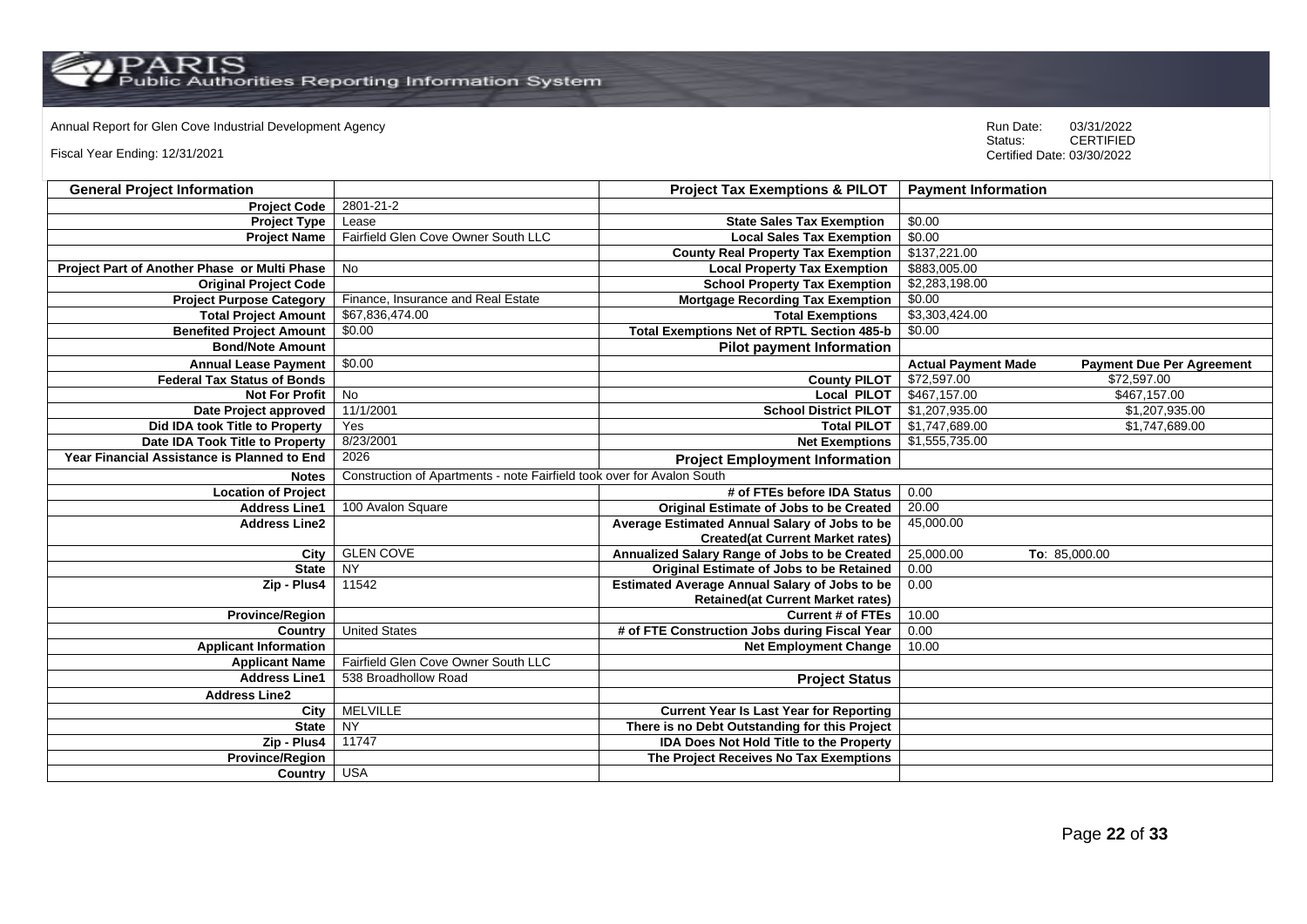Annual Report for Glen Cove Industrial Development Agency

Fiscal Year Ending: 12/31/2021

Run Date: 03/31/2022
Status: CERTIFIED
Certified Date: 03/30/2022

| General Project Information | | Project Tax Exemptions & PILOT | Payment Information | |
|---|---|---|---|---|
| Project Code | 2801-21-2 | | | |
| Project Type | Lease | State Sales Tax Exemption | $0.00 | |
| Project Name | Fairfield Glen Cove Owner South LLC | Local Sales Tax Exemption | $0.00 | |
| | | County Real Property Tax Exemption | $137,221.00 | |
| Project Part of Another Phase or Multi Phase | No | Local Property Tax Exemption | $883,005.00 | |
| Original Project Code | | School Property Tax Exemption | $2,283,198.00 | |
| Project Purpose Category | Finance, Insurance and Real Estate | Mortgage Recording Tax Exemption | $0.00 | |
| Total Project Amount | $67,836,474.00 | Total Exemptions | $3,303,424.00 | |
| Benefited Project Amount | $0.00 | Total Exemptions Net of RPTL Section 485-b | $0.00 | |
| Bond/Note Amount | | Pilot payment Information | | |
| Annual Lease Payment | $0.00 | | Actual Payment Made | Payment Due Per Agreement |
| Federal Tax Status of Bonds | | County PILOT | $72,597.00 | $72,597.00 |
| Not For Profit | No | Local PILOT | $467,157.00 | $467,157.00 |
| Date Project approved | 11/1/2001 | School District PILOT | $1,207,935.00 | $1,207,935.00 |
| Did IDA took Title to Property | Yes | Total PILOT | $1,747,689.00 | $1,747,689.00 |
| Date IDA Took Title to Property | 8/23/2001 | Net Exemptions | $1,555,735.00 | |
| Year Financial Assistance is Planned to End | 2026 | Project Employment Information | | |
| Notes | Construction of Apartments - note Fairfield took over for Avalon South | | | |
| Location of Project | | # of FTEs before IDA Status | 0.00 | |
| Address Line1 | 100 Avalon Square | Original Estimate of Jobs to be Created | 20.00 | |
| Address Line2 | | Average Estimated Annual Salary of Jobs to be Created(at Current Market rates) | 45,000.00 | |
| City | GLEN COVE | Annualized Salary Range of Jobs to be Created | 25,000.00 | To: 85,000.00 |
| State | NY | Original Estimate of Jobs to be Retained | 0.00 | |
| Zip - Plus4 | 11542 | Estimated Average Annual Salary of Jobs to be Retained(at Current Market rates) | 0.00 | |
| Province/Region | | Current # of FTEs | 10.00 | |
| Country | United States | # of FTE Construction Jobs during Fiscal Year | 0.00 | |
| Applicant Information | | Net Employment Change | 10.00 | |
| Applicant Name | Fairfield Glen Cove Owner South LLC | | | |
| Address Line1 | 538 Broadhollow Road | Project Status | | |
| Address Line2 | | | | |
| City | MELVILLE | Current Year Is Last Year for Reporting | | |
| State | NY | There is no Debt Outstanding for this Project | | |
| Zip - Plus4 | 11747 | IDA Does Not Hold Title to the Property | | |
| Province/Region | | The Project Receives No Tax Exemptions | | |
| Country | USA | | | |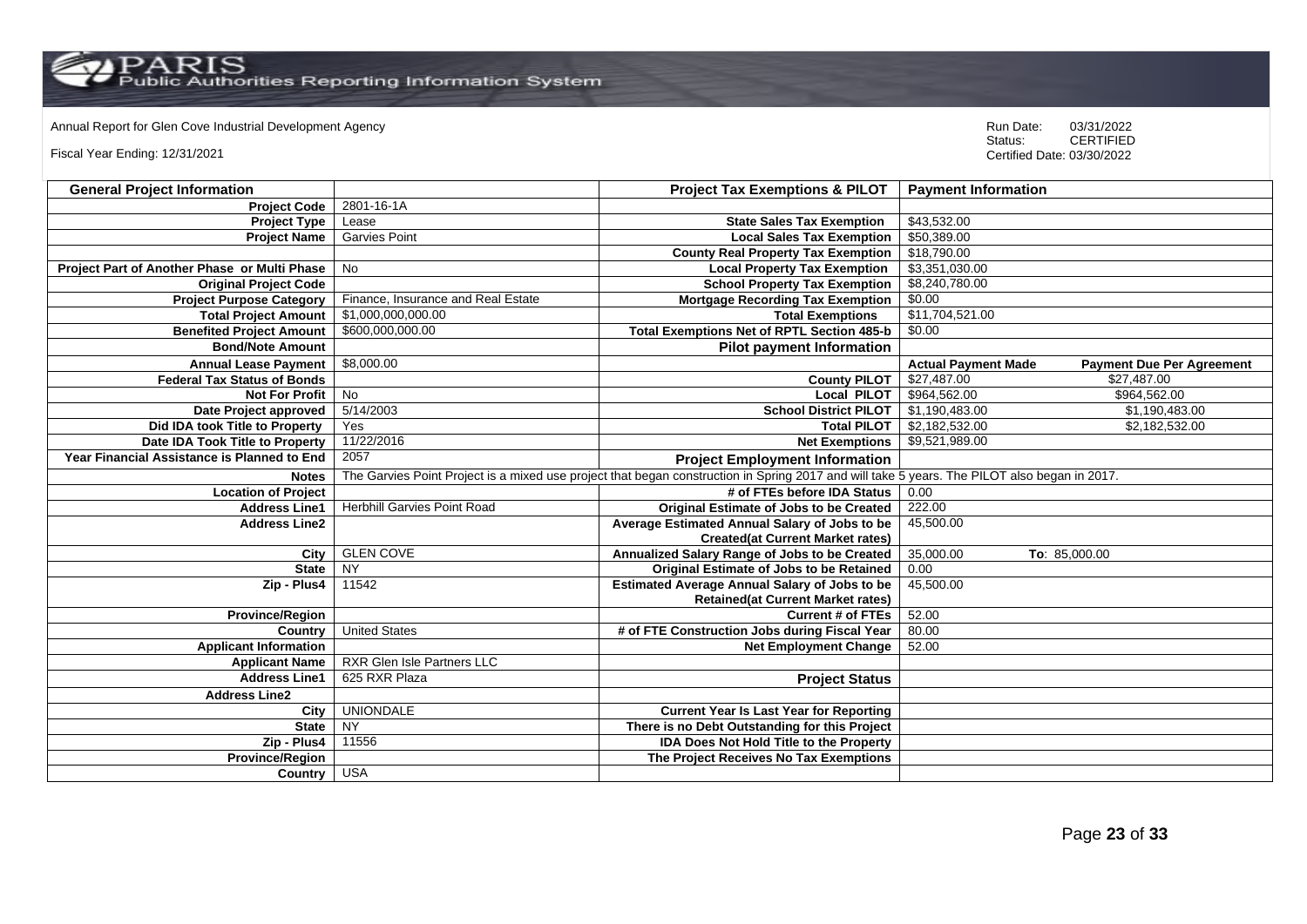Annual Report for Glen Cove Industrial Development Agency

Fiscal Year Ending: 12/31/2021

Run Date: 03/31/2022
Status: CERTIFIED
Certified Date: 03/30/2022

| General Project Information | | Project Tax Exemptions & PILOT | Payment Information | |
|---|---|---|---|---|
| Project Code | 2801-16-1A | | | |
| Project Type | Lease | State Sales Tax Exemption | $43,532.00 | |
| Project Name | Garvies Point | Local Sales Tax Exemption | $50,389.00 | |
| | | County Real Property Tax Exemption | $18,790.00 | |
| Project Part of Another Phase or Multi Phase | No | Local Property Tax Exemption | $3,351,030.00 | |
| Original Project Code | | School Property Tax Exemption | $8,240,780.00 | |
| Project Purpose Category | Finance, Insurance and Real Estate | Mortgage Recording Tax Exemption | $0.00 | |
| Total Project Amount | $1,000,000,000.00 | Total Exemptions | $11,704,521.00 | |
| Benefited Project Amount | $600,000,000.00 | Total Exemptions Net of RPTL Section 485-b | $0.00 | |
| Bond/Note Amount | | Pilot payment Information | | |
| Annual Lease Payment | $8,000.00 | | Actual Payment Made | Payment Due Per Agreement |
| Federal Tax Status of Bonds | | County PILOT | $27,487.00 | $27,487.00 |
| Not For Profit | No | Local PILOT | $964,562.00 | $964,562.00 |
| Date Project approved | 5/14/2003 | School District PILOT | $1,190,483.00 | $1,190,483.00 |
| Did IDA took Title to Property | Yes | Total PILOT | $2,182,532.00 | $2,182,532.00 |
| Date IDA Took Title to Property | 11/22/2016 | Net Exemptions | $9,521,989.00 | |
| Year Financial Assistance is Planned to End | 2057 | Project Employment Information | | |
| Notes | The Garvies Point Project is a mixed use project that began construction in Spring 2017 and will take 5 years. The PILOT also began in 2017. | | | |
| Location of Project | | # of FTEs before IDA Status | 0.00 | |
| Address Line1 | Herbhill Garvies Point Road | Original Estimate of Jobs to be Created | 222.00 | |
| Address Line2 | | Average Estimated Annual Salary of Jobs to be Created(at Current Market rates) | 45,500.00 | |
| City | GLEN COVE | Annualized Salary Range of Jobs to be Created | 35,000.00 | To: 85,000.00 |
| State | NY | Original Estimate of Jobs to be Retained | 0.00 | |
| Zip - Plus4 | 11542 | Estimated Average Annual Salary of Jobs to be Retained(at Current Market rates) | 45,500.00 | |
| Province/Region | | Current # of FTEs | 52.00 | |
| Country | United States | # of FTE Construction Jobs during Fiscal Year | 80.00 | |
| Applicant Information | | Net Employment Change | 52.00 | |
| Applicant Name | RXR Glen Isle Partners LLC | | | |
| Address Line1 | 625 RXR Plaza | Project Status | | |
| Address Line2 | | | | |
| City | UNIONDALE | Current Year Is Last Year for Reporting | | |
| State | NY | There is no Debt Outstanding for this Project | | |
| Zip - Plus4 | 11556 | IDA Does Not Hold Title to the Property | | |
| Province/Region | | The Project Receives No Tax Exemptions | | |
| Country | USA | | | |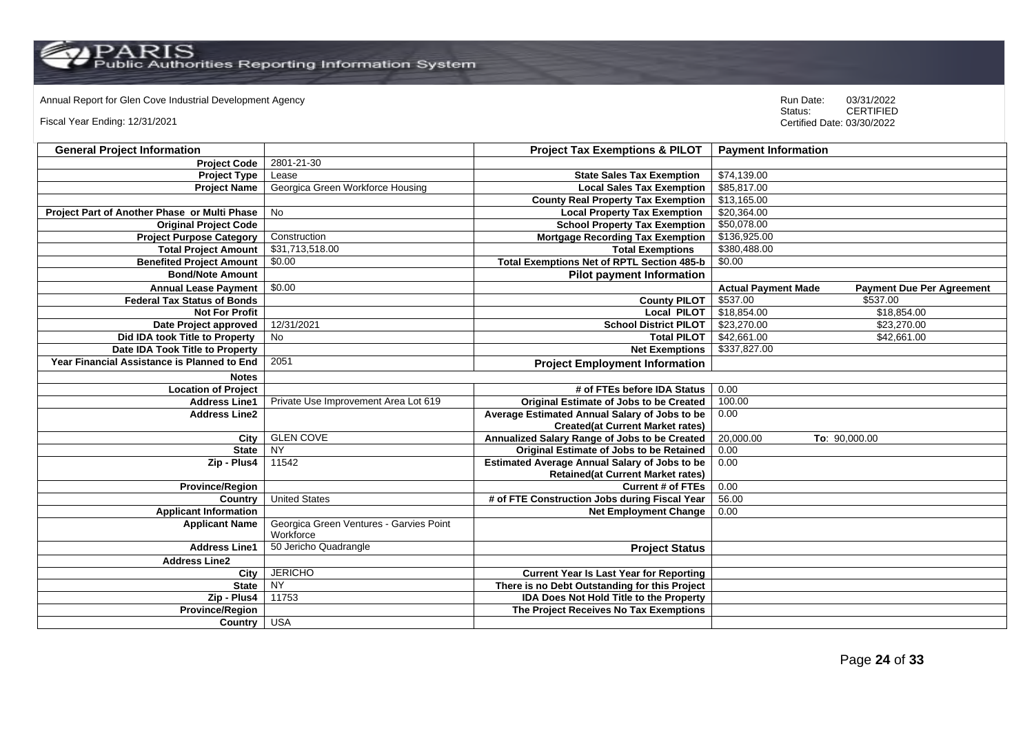Annual Report for Glen Cove Industrial Development Agency

Fiscal Year Ending: 12/31/2021

Run Date: 03/31/2022
Status: CERTIFIED
Certified Date: 03/30/2022

| General Project Information | | Project Tax Exemptions & PILOT | Payment Information | |
|---|---|---|---|---|
| Project Code | 2801-21-30 | | | |
| Project Type | Lease | State Sales Tax Exemption | $74,139.00 | |
| Project Name | Georgica Green Workforce Housing | Local Sales Tax Exemption | $85,817.00 | |
| | | County Real Property Tax Exemption | $13,165.00 | |
| Project Part of Another Phase or Multi Phase | No | Local Property Tax Exemption | $20,364.00 | |
| Original Project Code | | School Property Tax Exemption | $50,078.00 | |
| Project Purpose Category | Construction | Mortgage Recording Tax Exemption | $136,925.00 | |
| Total Project Amount | $31,713,518.00 | Total Exemptions | $380,488.00 | |
| Benefited Project Amount | $0.00 | Total Exemptions Net of RPTL Section 485-b | $0.00 | |
| Bond/Note Amount | | Pilot payment Information | | |
| Annual Lease Payment | $0.00 | | Actual Payment Made | Payment Due Per Agreement |
| Federal Tax Status of Bonds | | County PILOT | $537.00 | $537.00 |
| Not For Profit | | Local PILOT | $18,854.00 | $18,854.00 |
| Date Project approved | 12/31/2021 | School District PILOT | $23,270.00 | $23,270.00 |
| Did IDA took Title to Property | No | Total PILOT | $42,661.00 | $42,661.00 |
| Date IDA Took Title to Property | | Net Exemptions | $337,827.00 | |
| Year Financial Assistance is Planned to End | 2051 | Project Employment Information | | |
| Notes | | | | |
| Location of Project | | # of FTEs before IDA Status | 0.00 | |
| Address Line1 | Private Use Improvement Area Lot 619 | Original Estimate of Jobs to be Created | 100.00 | |
| Address Line2 | | Average Estimated Annual Salary of Jobs to be Created(at Current Market rates) | 0.00 | |
| City | GLEN COVE | Annualized Salary Range of Jobs to be Created | 20,000.00 | To: 90,000.00 |
| State | NY | Original Estimate of Jobs to be Retained | 0.00 | |
| Zip - Plus4 | 11542 | Estimated Average Annual Salary of Jobs to be Retained(at Current Market rates) | 0.00 | |
| Province/Region | | Current # of FTEs | 0.00 | |
| Country | United States | # of FTE Construction Jobs during Fiscal Year | 56.00 | |
| Applicant Information | | Net Employment Change | 0.00 | |
| Applicant Name | Georgica Green Ventures - Garvies Point Workforce | | | |
| Address Line1 | 50 Jericho Quadrangle | Project Status | | |
| Address Line2 | | | | |
| City | JERICHO | Current Year Is Last Year for Reporting | | |
| State | NY | There is no Debt Outstanding for this Project | | |
| Zip - Plus4 | 11753 | IDA Does Not Hold Title to the Property | | |
| Province/Region | | The Project Receives No Tax Exemptions | | |
| Country | USA | | | |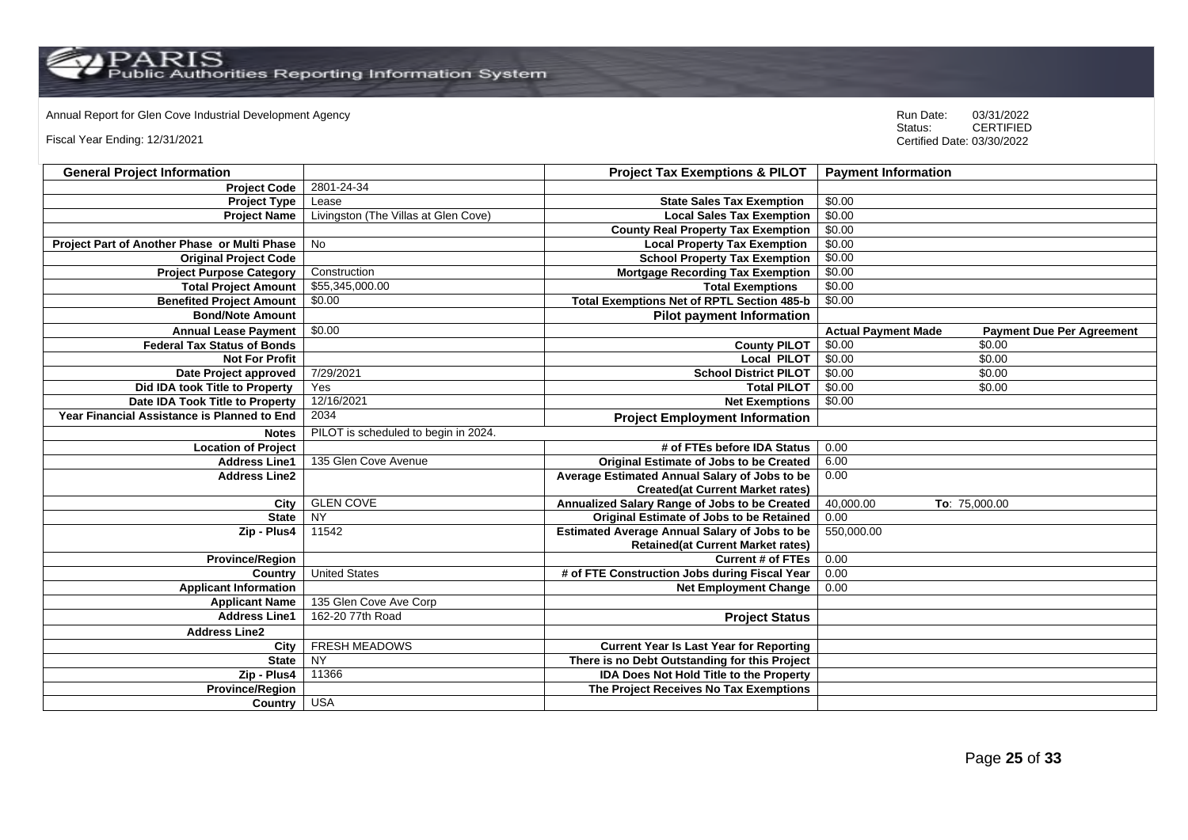Annual Report for Glen Cove Industrial Development Agency

Fiscal Year Ending: 12/31/2021

Run Date: 03/31/2022
Status: CERTIFIED
Certified Date: 03/30/2022

| General Project Information | | Project Tax Exemptions & PILOT | Payment Information | |
|---|---|---|---|---|
| Project Code | 2801-24-34 | | | |
| Project Type | Lease | State Sales Tax Exemption | $0.00 | |
| Project Name | Livingston (The Villas at Glen Cove) | Local Sales Tax Exemption | $0.00 | |
| | | County Real Property Tax Exemption | $0.00 | |
| Project Part of Another Phase or Multi Phase | No | Local Property Tax Exemption | $0.00 | |
| Original Project Code | | School Property Tax Exemption | $0.00 | |
| Project Purpose Category | Construction | Mortgage Recording Tax Exemption | $0.00 | |
| Total Project Amount | $55,345,000.00 | Total Exemptions | $0.00 | |
| Benefited Project Amount | $0.00 | Total Exemptions Net of RPTL Section 485-b | $0.00 | |
| Bond/Note Amount | | **Pilot payment Information** | | |
| Annual Lease Payment | $0.00 | | **Actual Payment Made** | **Payment Due Per Agreement** |
| Federal Tax Status of Bonds | | County PILOT | $0.00 | $0.00 |
| Not For Profit | | Local PILOT | $0.00 | $0.00 |
| Date Project approved | 7/29/2021 | School District PILOT | $0.00 | $0.00 |
| Did IDA took Title to Property | Yes | Total PILOT | $0.00 | $0.00 |
| Date IDA Took Title to Property | 12/16/2021 | Net Exemptions | $0.00 | |
| Year Financial Assistance is Planned to End | 2034 | **Project Employment Information** | | |
| Notes | PILOT is scheduled to begin in 2024. | | | |
| Location of Project | | # of FTEs before IDA Status | 0.00 | |
| Address Line1 | 135 Glen Cove Avenue | Original Estimate of Jobs to be Created | 6.00 | |
| Address Line2 | | Average Estimated Annual Salary of Jobs to be Created(at Current Market rates) | 0.00 | |
| City | GLEN COVE | Annualized Salary Range of Jobs to be Created | 40,000.00 | To: 75,000.00 |
| State | NY | Original Estimate of Jobs to be Retained | 0.00 | |
| Zip - Plus4 | 11542 | Estimated Average Annual Salary of Jobs to be Retained(at Current Market rates) | 550,000.00 | |
| Province/Region | | Current # of FTEs | 0.00 | |
| Country | United States | # of FTE Construction Jobs during Fiscal Year | 0.00 | |
| Applicant Information | | Net Employment Change | 0.00 | |
| Applicant Name | 135 Glen Cove Ave Corp | | | |
| Address Line1 | 162-20 77th Road | **Project Status** | | |
| Address Line2 | | | | |
| City | FRESH MEADOWS | Current Year Is Last Year for Reporting | | |
| State | NY | There is no Debt Outstanding for this Project | | |
| Zip - Plus4 | 11366 | IDA Does Not Hold Title to the Property | | |
| Province/Region | | The Project Receives No Tax Exemptions | | |
| Country | USA | | | |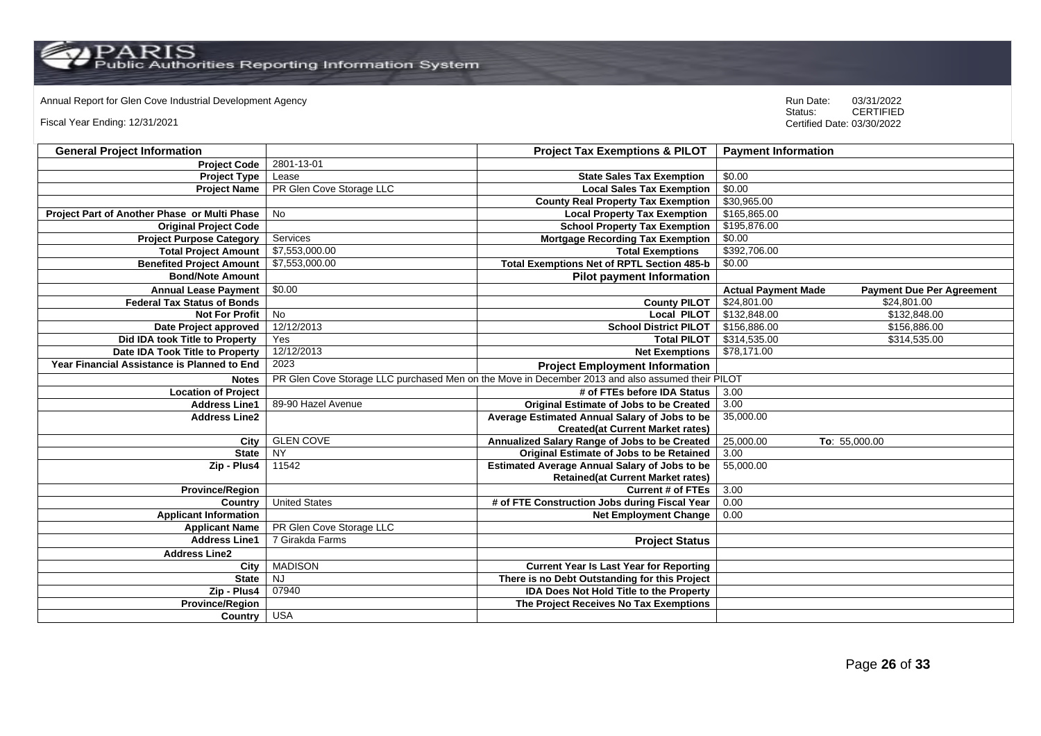Annual Report for Glen Cove Industrial Development Agency

Fiscal Year Ending: 12/31/2021

Run Date: 03/31/2022
Status: CERTIFIED
Certified Date: 03/30/2022

| General Project Information | | Project Tax Exemptions & PILOT | Payment Information | |
|---|---|---|---|---|
| Project Code | 2801-13-01 | | | |
| Project Type | Lease | State Sales Tax Exemption | $0.00 | |
| Project Name | PR Glen Cove Storage LLC | Local Sales Tax Exemption | $0.00 | |
| | | County Real Property Tax Exemption | $30,965.00 | |
| Project Part of Another Phase or Multi Phase | No | Local Property Tax Exemption | $165,865.00 | |
| Original Project Code | | School Property Tax Exemption | $195,876.00 | |
| Project Purpose Category | Services | Mortgage Recording Tax Exemption | $0.00 | |
| Total Project Amount | $7,553,000.00 | Total Exemptions | $392,706.00 | |
| Benefited Project Amount | $7,553,000.00 | Total Exemptions Net of RPTL Section 485-b | $0.00 | |
| Bond/Note Amount | | Pilot payment Information | | |
| Annual Lease Payment | $0.00 | | Actual Payment Made | Payment Due Per Agreement |
| Federal Tax Status of Bonds | | County PILOT | $24,801.00 | $24,801.00 |
| Not For Profit | No | Local PILOT | $132,848.00 | $132,848.00 |
| Date Project approved | 12/12/2013 | School District PILOT | $156,886.00 | $156,886.00 |
| Did IDA took Title to Property | Yes | Total PILOT | $314,535.00 | $314,535.00 |
| Date IDA Took Title to Property | 12/12/2013 | Net Exemptions | $78,171.00 | |
| Year Financial Assistance is Planned to End | 2023 | Project Employment Information | | |
| Notes | PR Glen Cove Storage LLC purchased Men on the Move in December 2013 and also assumed their PILOT | | | |
| Location of Project | | # of FTEs before IDA Status | 3.00 | |
| Address Line1 | 89-90 Hazel Avenue | Original Estimate of Jobs to be Created | 3.00 | |
| Address Line2 | | Average Estimated Annual Salary of Jobs to be Created(at Current Market rates) | 35,000.00 | |
| City | GLEN COVE | Annualized Salary Range of Jobs to be Created | 25,000.00 | To: 55,000.00 |
| State | NY | Original Estimate of Jobs to be Retained | 3.00 | |
| Zip - Plus4 | 11542 | Estimated Average Annual Salary of Jobs to be Retained(at Current Market rates) | 55,000.00 | |
| Province/Region | | Current # of FTEs | 3.00 | |
| Country | United States | # of FTE Construction Jobs during Fiscal Year | 0.00 | |
| Applicant Information | | Net Employment Change | 0.00 | |
| Applicant Name | PR Glen Cove Storage LLC | | | |
| Address Line1 | 7 Girakda Farms | Project Status | | |
| Address Line2 | | | | |
| City | MADISON | Current Year Is Last Year for Reporting | | |
| State | NJ | There is no Debt Outstanding for this Project | | |
| Zip - Plus4 | 07940 | IDA Does Not Hold Title to the Property | | |
| Province/Region | | The Project Receives No Tax Exemptions | | |
| Country | USA | | | |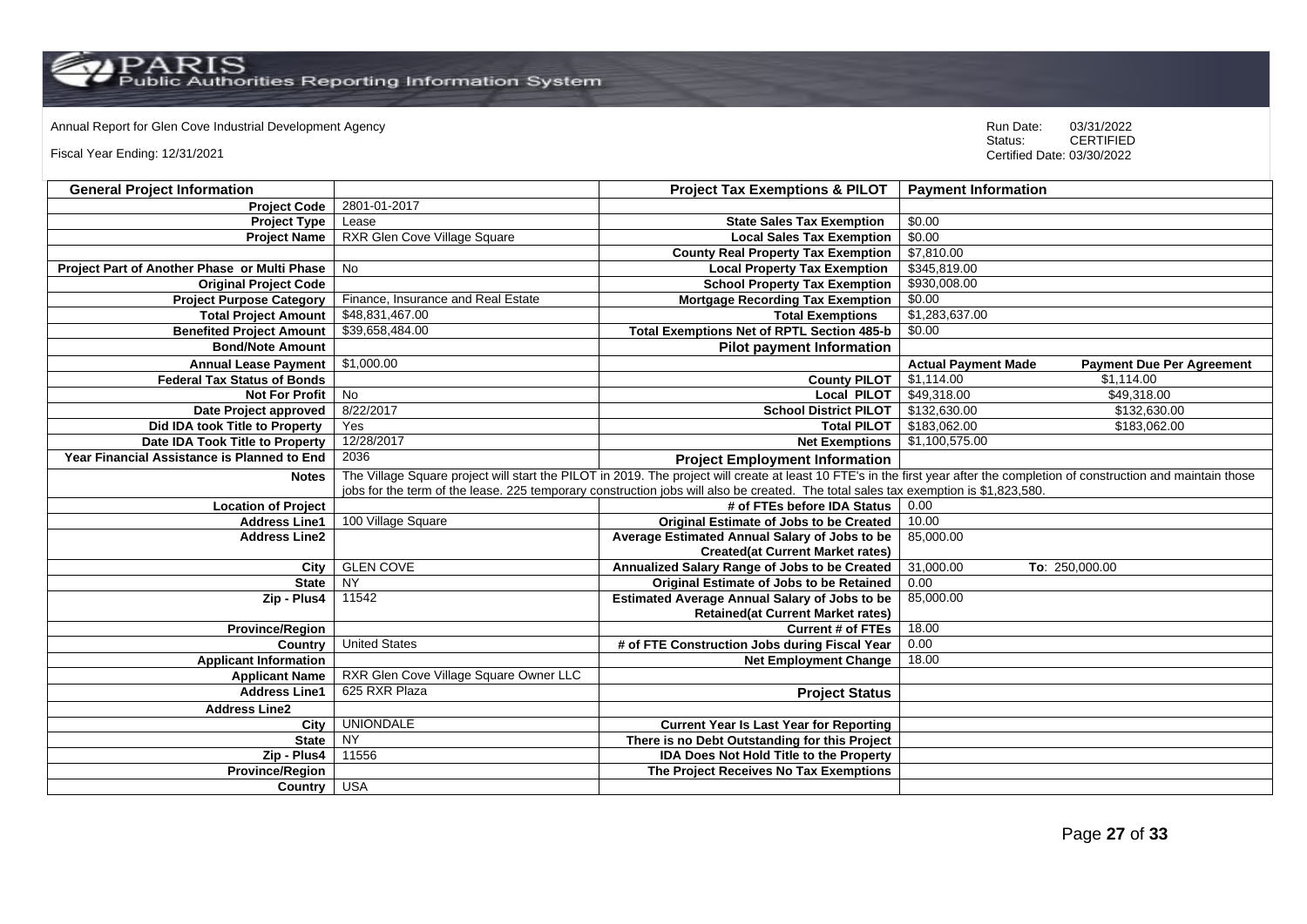Annual Report for Glen Cove Industrial Development Agency

Fiscal Year Ending: 12/31/2021

Run Date: 03/31/2022
Status: CERTIFIED
Certified Date: 03/30/2022

| General Project Information | | Project Tax Exemptions & PILOT | Payment Information | |
|---|---|---|---|---|
| Project Code | 2801-01-2017 | | | |
| Project Type | Lease | State Sales Tax Exemption | $0.00 | |
| Project Name | RXR Glen Cove Village Square | Local Sales Tax Exemption | $0.00 | |
| | | County Real Property Tax Exemption | $7,810.00 | |
| Project Part of Another Phase or Multi Phase | No | Local Property Tax Exemption | $345,819.00 | |
| Original Project Code | | School Property Tax Exemption | $930,008.00 | |
| Project Purpose Category | Finance, Insurance and Real Estate | Mortgage Recording Tax Exemption | $0.00 | |
| Total Project Amount | $48,831,467.00 | Total Exemptions | $1,283,637.00 | |
| Benefited Project Amount | $39,658,484.00 | Total Exemptions Net of RPTL Section 485-b | $0.00 | |
| Bond/Note Amount | | Pilot payment Information | | |
| Annual Lease Payment | $1,000.00 | | Actual Payment Made | Payment Due Per Agreement |
| Federal Tax Status of Bonds | | County PILOT | $1,114.00 | $1,114.00 |
| Not For Profit | No | Local PILOT | $49,318.00 | $49,318.00 |
| Date Project approved | 8/22/2017 | School District PILOT | $132,630.00 | $132,630.00 |
| Did IDA took Title to Property | Yes | Total PILOT | $183,062.00 | $183,062.00 |
| Date IDA Took Title to Property | 12/28/2017 | Net Exemptions | $1,100,575.00 | |
| Year Financial Assistance is Planned to End | 2036 | Project Employment Information | | |
| Notes | The Village Square project will start the PILOT in 2019. The project will create at least 10 FTE's in the first year after the completion of construction and maintain those jobs for the term of the lease. 225 temporary construction jobs will also be created. The total sales tax exemption is $1,823,580. | | | |
| Location of Project | | # of FTEs before IDA Status | 0.00 | |
| Address Line1 | 100 Village Square | Original Estimate of Jobs to be Created | 10.00 | |
| Address Line2 | | Average Estimated Annual Salary of Jobs to be Created(at Current Market rates) | 85,000.00 | |
| City | GLEN COVE | Annualized Salary Range of Jobs to be Created | 31,000.00 | To: 250,000.00 |
| State | NY | Original Estimate of Jobs to be Retained | 0.00 | |
| Zip - Plus4 | 11542 | Estimated Average Annual Salary of Jobs to be Retained(at Current Market rates) | 85,000.00 | |
| Province/Region | | Current # of FTEs | 18.00 | |
| Country | United States | # of FTE Construction Jobs during Fiscal Year | 0.00 | |
| Applicant Information | | Net Employment Change | 18.00 | |
| Applicant Name | RXR Glen Cove Village Square Owner LLC | | | |
| Address Line1 | 625 RXR Plaza | Project Status | | |
| Address Line2 | | | | |
| City | UNIONDALE | Current Year Is Last Year for Reporting | | |
| State | NY | There is no Debt Outstanding for this Project | | |
| Zip - Plus4 | 11556 | IDA Does Not Hold Title to the Property | | |
| Province/Region | | The Project Receives No Tax Exemptions | | |
| Country | USA | | | |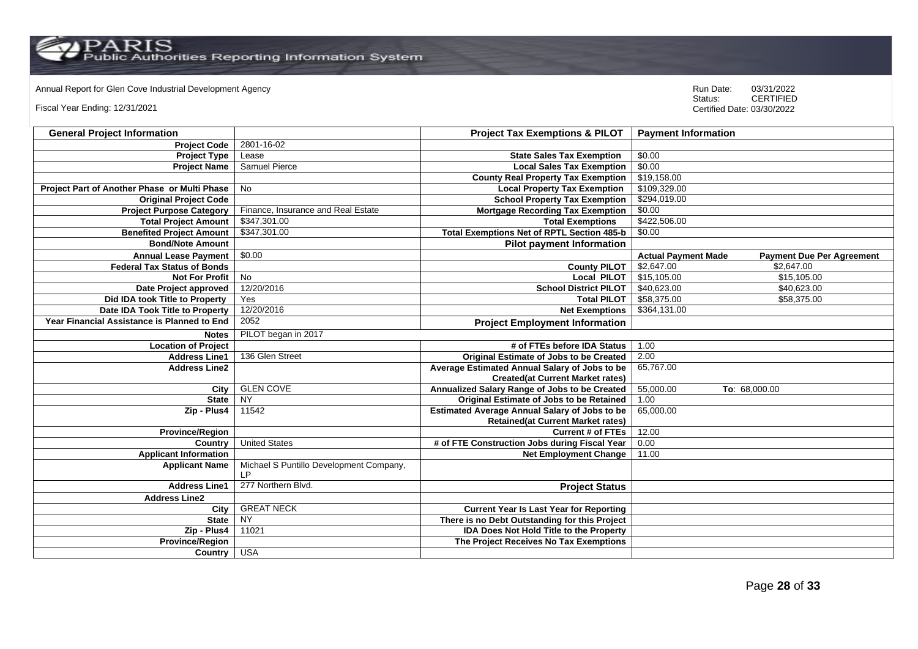Annual Report for Glen Cove Industrial Development Agency

Fiscal Year Ending: 12/31/2021

Run Date: 03/31/2022
Status: CERTIFIED
Certified Date: 03/30/2022

| General Project Information | | Project Tax Exemptions & PILOT | Payment Information | |
|---|---|---|---|---|
| Project Code | 2801-16-02 | | | |
| Project Type | Lease | State Sales Tax Exemption | $0.00 | |
| Project Name | Samuel Pierce | Local Sales Tax Exemption | $0.00 | |
| | | County Real Property Tax Exemption | $19,158.00 | |
| Project Part of Another Phase or Multi Phase | No | Local Property Tax Exemption | $109,329.00 | |
| Original Project Code | | School Property Tax Exemption | $294,019.00 | |
| Project Purpose Category | Finance, Insurance and Real Estate | Mortgage Recording Tax Exemption | $0.00 | |
| Total Project Amount | $347,301.00 | Total Exemptions | $422,506.00 | |
| Benefited Project Amount | $347,301.00 | Total Exemptions Net of RPTL Section 485-b | $0.00 | |
| Bond/Note Amount | | Pilot payment Information | | |
| Annual Lease Payment | $0.00 | | Actual Payment Made | Payment Due Per Agreement |
| Federal Tax Status of Bonds | | County PILOT | $2,647.00 | $2,647.00 |
| Not For Profit | No | Local PILOT | $15,105.00 | $15,105.00 |
| Date Project approved | 12/20/2016 | School District PILOT | $40,623.00 | $40,623.00 |
| Did IDA took Title to Property | Yes | Total PILOT | $58,375.00 | $58,375.00 |
| Date IDA Took Title to Property | 12/20/2016 | Net Exemptions | $364,131.00 | |
| Year Financial Assistance is Planned to End | 2052 | Project Employment Information | | |
| Notes | PILOT began in 2017 | | | |
| Location of Project | | # of FTEs before IDA Status | 1.00 | |
| Address Line1 | 136 Glen Street | Original Estimate of Jobs to be Created | 2.00 | |
| Address Line2 | | Average Estimated Annual Salary of Jobs to be Created(at Current Market rates) | 65,767.00 | |
| City | GLEN COVE | Annualized Salary Range of Jobs to be Created | 55,000.00 | To: 68,000.00 |
| State | NY | Original Estimate of Jobs to be Retained | 1.00 | |
| Zip - Plus4 | 11542 | Estimated Average Annual Salary of Jobs to be Retained(at Current Market rates) | 65,000.00 | |
| Province/Region | | Current # of FTEs | 12.00 | |
| Country | United States | # of FTE Construction Jobs during Fiscal Year | 0.00 | |
| Applicant Information | | Net Employment Change | 11.00 | |
| Applicant Name | Michael S Puntillo Development Company, LP | | | |
| Address Line1 | 277 Northern Blvd. | Project Status | | |
| Address Line2 | | | | |
| City | GREAT NECK | Current Year Is Last Year for Reporting | | |
| State | NY | There is no Debt Outstanding for this Project | | |
| Zip - Plus4 | 11021 | IDA Does Not Hold Title to the Property | | |
| Province/Region | | The Project Receives No Tax Exemptions | | |
| Country | USA | | | |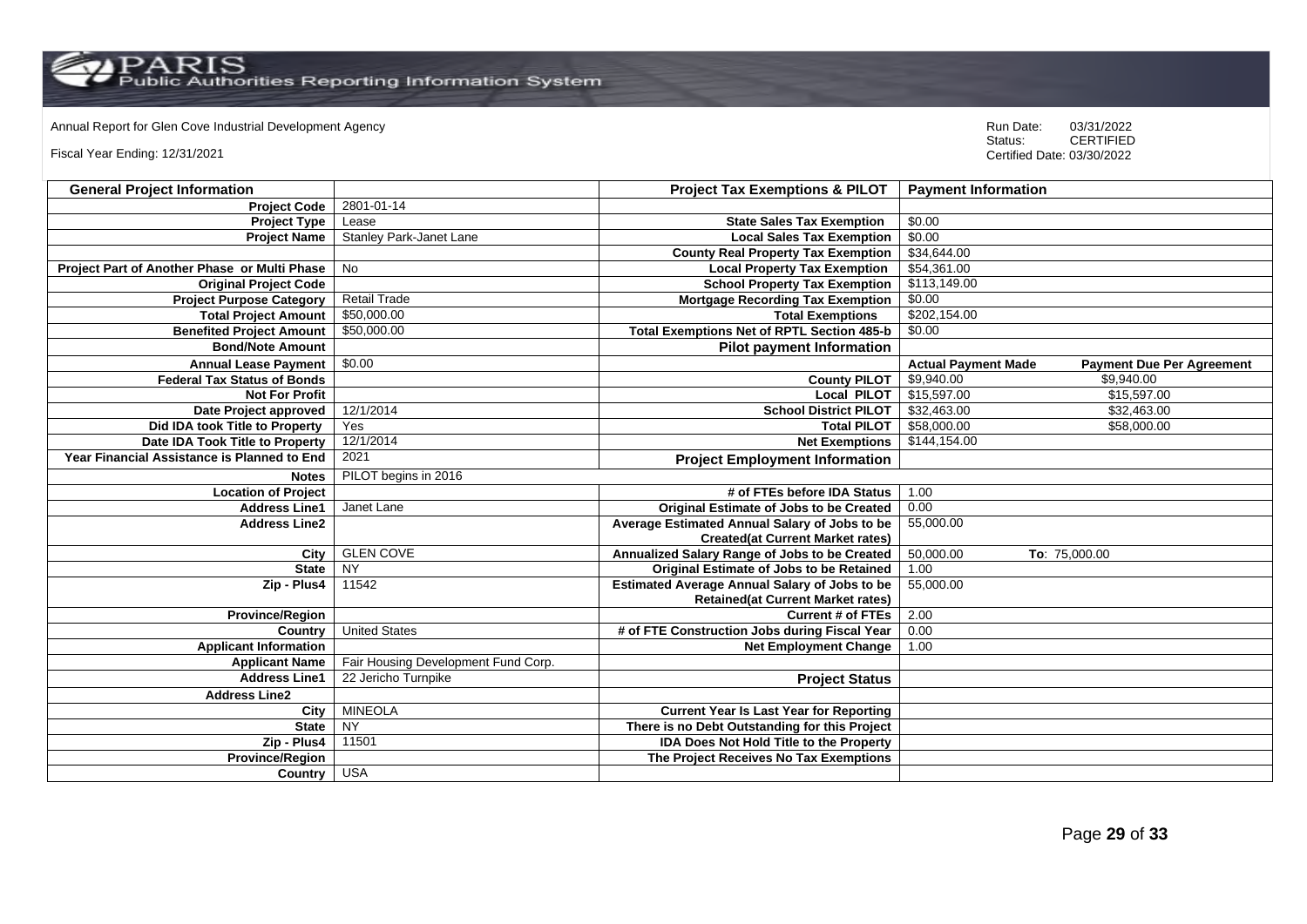Annual Report for Glen Cove Industrial Development Agency

Fiscal Year Ending: 12/31/2021

Run Date: 03/31/2022
Status: CERTIFIED
Certified Date: 03/30/2022

| General Project Information | | Project Tax Exemptions & PILOT | Payment Information | |
|---|---|---|---|---|
| Project Code | 2801-01-14 | | | |
| Project Type | Lease | State Sales Tax Exemption | $0.00 | |
| Project Name | Stanley Park-Janet Lane | Local Sales Tax Exemption | $0.00 | |
| | | County Real Property Tax Exemption | $34,644.00 | |
| Project Part of Another Phase or Multi Phase | No | Local Property Tax Exemption | $54,361.00 | |
| Original Project Code | | School Property Tax Exemption | $113,149.00 | |
| Project Purpose Category | Retail Trade | Mortgage Recording Tax Exemption | $0.00 | |
| Total Project Amount | $50,000.00 | Total Exemptions | $202,154.00 | |
| Benefited Project Amount | $50,000.00 | Total Exemptions Net of RPTL Section 485-b | $0.00 | |
| Bond/Note Amount | | **Pilot payment Information** | | |
| Annual Lease Payment | $0.00 | | **Actual Payment Made** | **Payment Due Per Agreement** |
| Federal Tax Status of Bonds | | County PILOT | $9,940.00 | $9,940.00 |
| Not For Profit | | Local PILOT | $15,597.00 | $15,597.00 |
| Date Project approved | 12/1/2014 | School District PILOT | $32,463.00 | $32,463.00 |
| Did IDA took Title to Property | Yes | Total PILOT | $58,000.00 | $58,000.00 |
| Date IDA Took Title to Property | 12/1/2014 | Net Exemptions | $144,154.00 | |
| Year Financial Assistance is Planned to End | 2021 | **Project Employment Information** | | |
| Notes | PILOT begins in 2016 | | | |
| Location of Project | | # of FTEs before IDA Status | 1.00 | |
| Address Line1 | Janet Lane | Original Estimate of Jobs to be Created | 0.00 | |
| Address Line2 | | Average Estimated Annual Salary of Jobs to be Created(at Current Market rates) | 55,000.00 | |
| City | GLEN COVE | Annualized Salary Range of Jobs to be Created | 50,000.00 | To: 75,000.00 |
| State | NY | Original Estimate of Jobs to be Retained | 1.00 | |
| Zip - Plus4 | 11542 | Estimated Average Annual Salary of Jobs to be Retained(at Current Market rates) | 55,000.00 | |
| Province/Region | | Current # of FTEs | 2.00 | |
| Country | United States | # of FTE Construction Jobs during Fiscal Year | 0.00 | |
| Applicant Information | | Net Employment Change | 1.00 | |
| Applicant Name | Fair Housing Development Fund Corp. | | | |
| Address Line1 | 22 Jericho Turnpike | **Project Status** | | |
| Address Line2 | | | | |
| City | MINEOLA | Current Year Is Last Year for Reporting | | |
| State | NY | There is no Debt Outstanding for this Project | | |
| Zip - Plus4 | 11501 | IDA Does Not Hold Title to the Property | | |
| Province/Region | | The Project Receives No Tax Exemptions | | |
| Country | USA | | | |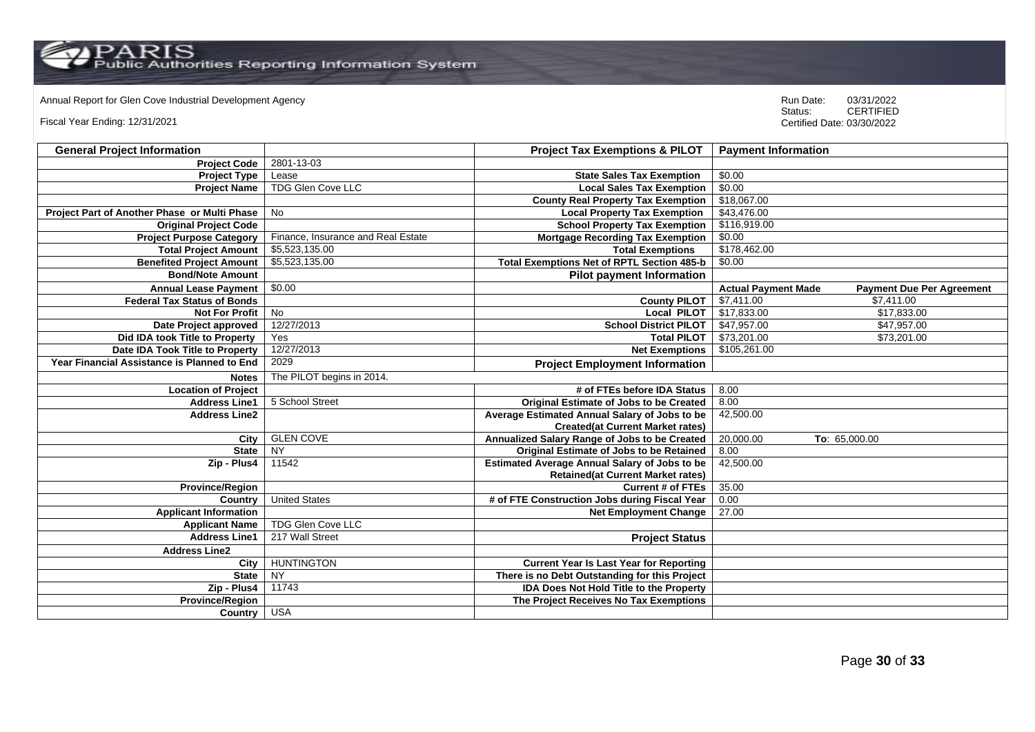Annual Report for Glen Cove Industrial Development Agency

Fiscal Year Ending: 12/31/2021

Run Date: 03/31/2022
Status: CERTIFIED
Certified Date: 03/30/2022

| General Project Information | | Project Tax Exemptions & PILOT | Payment Information | |
|---|---|---|---|---|
| Project Code | 2801-13-03 | | | |
| Project Type | Lease | State Sales Tax Exemption | $0.00 | |
| Project Name | TDG Glen Cove LLC | Local Sales Tax Exemption | $0.00 | |
| | | County Real Property Tax Exemption | $18,067.00 | |
| Project Part of Another Phase or Multi Phase | No | Local Property Tax Exemption | $43,476.00 | |
| Original Project Code | | School Property Tax Exemption | $116,919.00 | |
| Project Purpose Category | Finance, Insurance and Real Estate | Mortgage Recording Tax Exemption | $0.00 | |
| Total Project Amount | $5,523,135.00 | Total Exemptions | $178,462.00 | |
| Benefited Project Amount | $5,523,135.00 | Total Exemptions Net of RPTL Section 485-b | $0.00 | |
| Bond/Note Amount | | Pilot payment Information | | |
| Annual Lease Payment | $0.00 | | Actual Payment Made | Payment Due Per Agreement |
| Federal Tax Status of Bonds | | County PILOT | $7,411.00 | $7,411.00 |
| Not For Profit | No | Local PILOT | $17,833.00 | $17,833.00 |
| Date Project approved | 12/27/2013 | School District PILOT | $47,957.00 | $47,957.00 |
| Did IDA took Title to Property | Yes | Total PILOT | $73,201.00 | $73,201.00 |
| Date IDA Took Title to Property | 12/27/2013 | Net Exemptions | $105,261.00 | |
| Year Financial Assistance is Planned to End | 2029 | Project Employment Information | | |
| Notes | The PILOT begins in 2014. | | | |
| Location of Project | | # of FTEs before IDA Status | 8.00 | |
| Address Line1 | 5 School Street | Original Estimate of Jobs to be Created | 8.00 | |
| Address Line2 | | Average Estimated Annual Salary of Jobs to be Created(at Current Market rates) | 42,500.00 | |
| City | GLEN COVE | Annualized Salary Range of Jobs to be Created | 20,000.00 | To: 65,000.00 |
| State | NY | Original Estimate of Jobs to be Retained | 8.00 | |
| Zip - Plus4 | 11542 | Estimated Average Annual Salary of Jobs to be Retained(at Current Market rates) | 42,500.00 | |
| Province/Region | | Current # of FTEs | 35.00 | |
| Country | United States | # of FTE Construction Jobs during Fiscal Year | 0.00 | |
| Applicant Information | | Net Employment Change | 27.00 | |
| Applicant Name | TDG Glen Cove LLC | | | |
| Address Line1 | 217 Wall Street | Project Status | | |
| Address Line2 | | | | |
| City | HUNTINGTON | Current Year Is Last Year for Reporting | | |
| State | NY | There is no Debt Outstanding for this Project | | |
| Zip - Plus4 | 11743 | IDA Does Not Hold Title to the Property | | |
| Province/Region | | The Project Receives No Tax Exemptions | | |
| Country | USA | | | |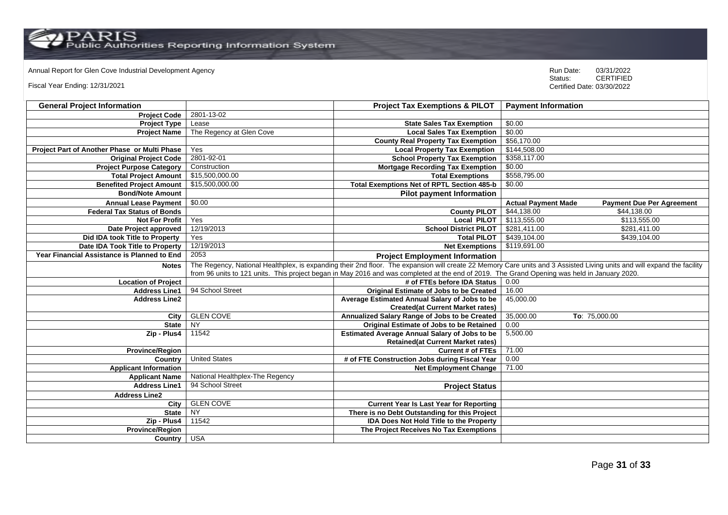Annual Report for Glen Cove Industrial Development Agency

Fiscal Year Ending: 12/31/2021

Run Date: 03/31/2022
Status: CERTIFIED
Certified Date: 03/30/2022

| General Project Information | | Project Tax Exemptions & PILOT | Payment Information | |
|---|---|---|---|---|
| Project Code | 2801-13-02 | | | |
| Project Type | Lease | State Sales Tax Exemption | $0.00 | |
| Project Name | The Regency at Glen Cove | Local Sales Tax Exemption | $0.00 | |
| | | County Real Property Tax Exemption | $56,170.00 | |
| Project Part of Another Phase or Multi Phase | Yes | Local Property Tax Exemption | $144,508.00 | |
| Original Project Code | 2801-92-01 | School Property Tax Exemption | $358,117.00 | |
| Project Purpose Category | Construction | Mortgage Recording Tax Exemption | $0.00 | |
| Total Project Amount | $15,500,000.00 | Total Exemptions | $558,795.00 | |
| Benefited Project Amount | $15,500,000.00 | Total Exemptions Net of RPTL Section 485-b | $0.00 | |
| Bond/Note Amount | | Pilot payment Information | | |
| Annual Lease Payment | $0.00 | | Actual Payment Made | Payment Due Per Agreement |
| Federal Tax Status of Bonds | | County PILOT | $44,138.00 | $44,138.00 |
| Not For Profit | Yes | Local PILOT | $113,555.00 | $113,555.00 |
| Date Project approved | 12/19/2013 | School District PILOT | $281,411.00 | $281,411.00 |
| Did IDA took Title to Property | Yes | Total PILOT | $439,104.00 | $439,104.00 |
| Date IDA Took Title to Property | 12/19/2013 | Net Exemptions | $119,691.00 | |
| Year Financial Assistance is Planned to End | 2053 | Project Employment Information | | |
| Notes | The Regency, National Healthplex, is expanding their 2nd floor. The expansion will create 22 Memory Care units and 3 Assisted Living units and will expand the facility from 96 units to 121 units. This project began in May 2016 and was completed at the end of 2019. The Grand Opening was held in January 2020. | | | |
| Location of Project | | # of FTEs before IDA Status | 0.00 | |
| Address Line1 | 94 School Street | Original Estimate of Jobs to be Created | 16.00 | |
| Address Line2 | | Average Estimated Annual Salary of Jobs to be Created(at Current Market rates) | 45,000.00 | |
| City | GLEN COVE | Annualized Salary Range of Jobs to be Created | 35,000.00 | To: 75,000.00 |
| State | NY | Original Estimate of Jobs to be Retained | 0.00 | |
| Zip - Plus4 | 11542 | Estimated Average Annual Salary of Jobs to be Retained(at Current Market rates) | 5,500.00 | |
| Province/Region | | Current # of FTEs | 71.00 | |
| Country | United States | # of FTE Construction Jobs during Fiscal Year | 0.00 | |
| Applicant Information | | Net Employment Change | 71.00 | |
| Applicant Name | National Healthplex-The Regency | | | |
| Address Line1 | 94 School Street | Project Status | | |
| Address Line2 | | | | |
| City | GLEN COVE | Current Year Is Last Year for Reporting | | |
| State | NY | There is no Debt Outstanding for this Project | | |
| Zip - Plus4 | 11542 | IDA Does Not Hold Title to the Property | | |
| Province/Region | | The Project Receives No Tax Exemptions | | |
| Country | USA | | | |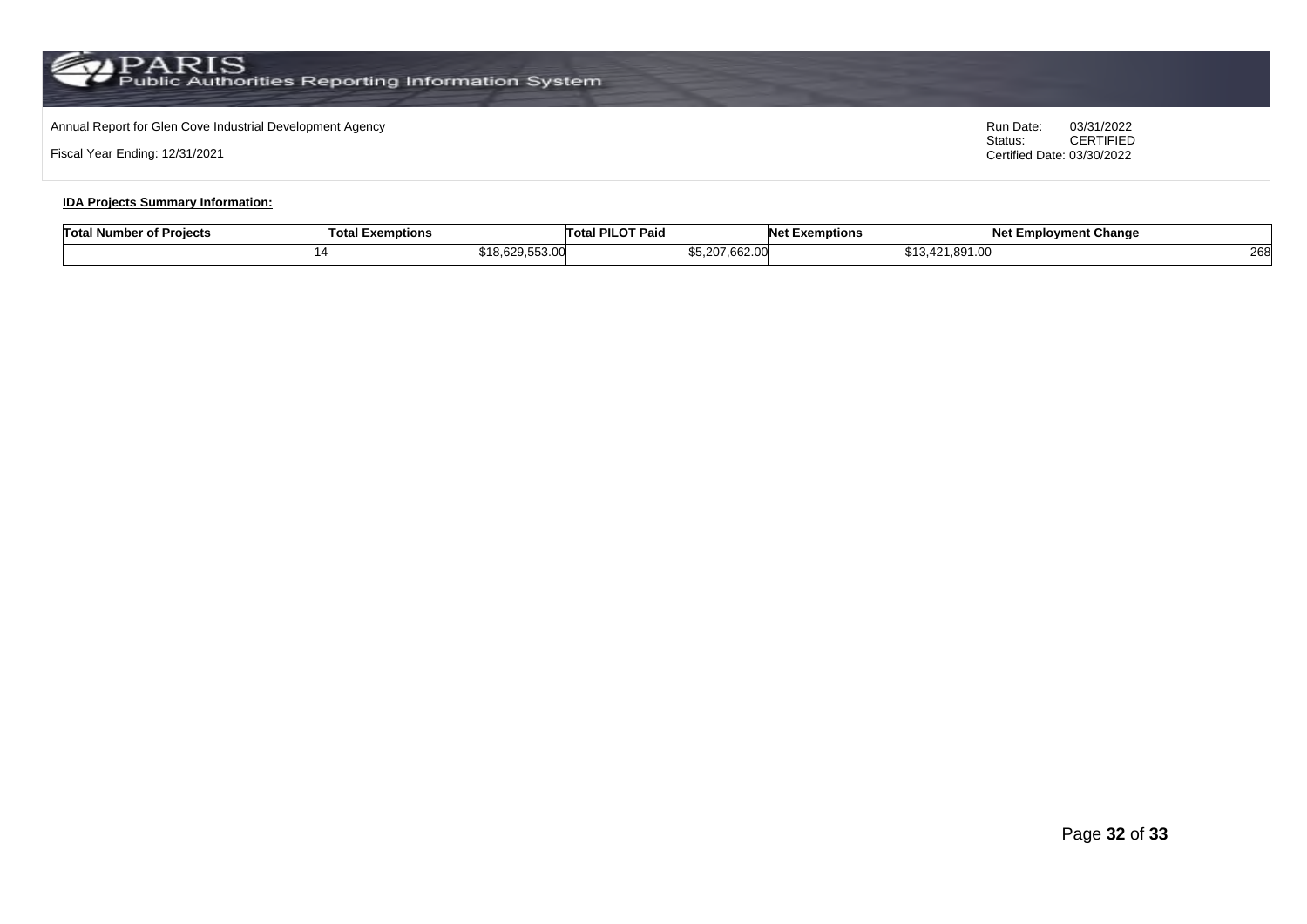Annual Report for Glen Cove Industrial Development Agency

Fiscal Year Ending: 12/31/2021

Run Date: 03/31/2022
Status: CERTIFIED
Certified Date: 03/30/2022

**IDA Projects Summary Information:**

| Total Number of Projects | Total Exemptions | Total PILOT Paid | Net Exemptions | Net Employment Change |
|---|---|---|---|---|
| 14 | $18,629,553.00 | $5,207,662.00 | $13,421,891.00 | 268 |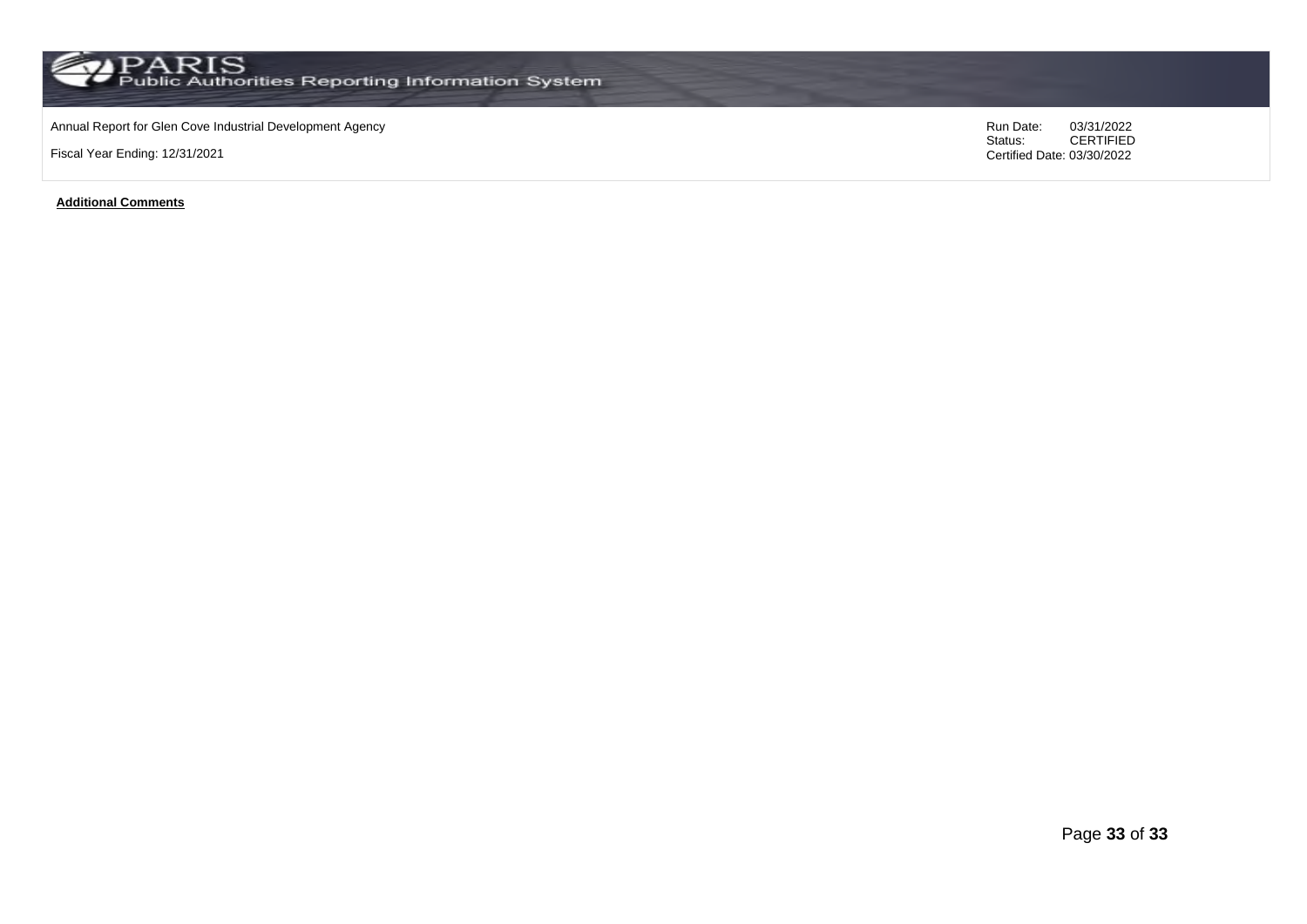Annual Report for Glen Cove Industrial Development Agency

Fiscal Year Ending: 12/31/2021

Run Date: 03/31/2022
Status: CERTIFIED
Certified Date: 03/30/2022

**Additional Comments**